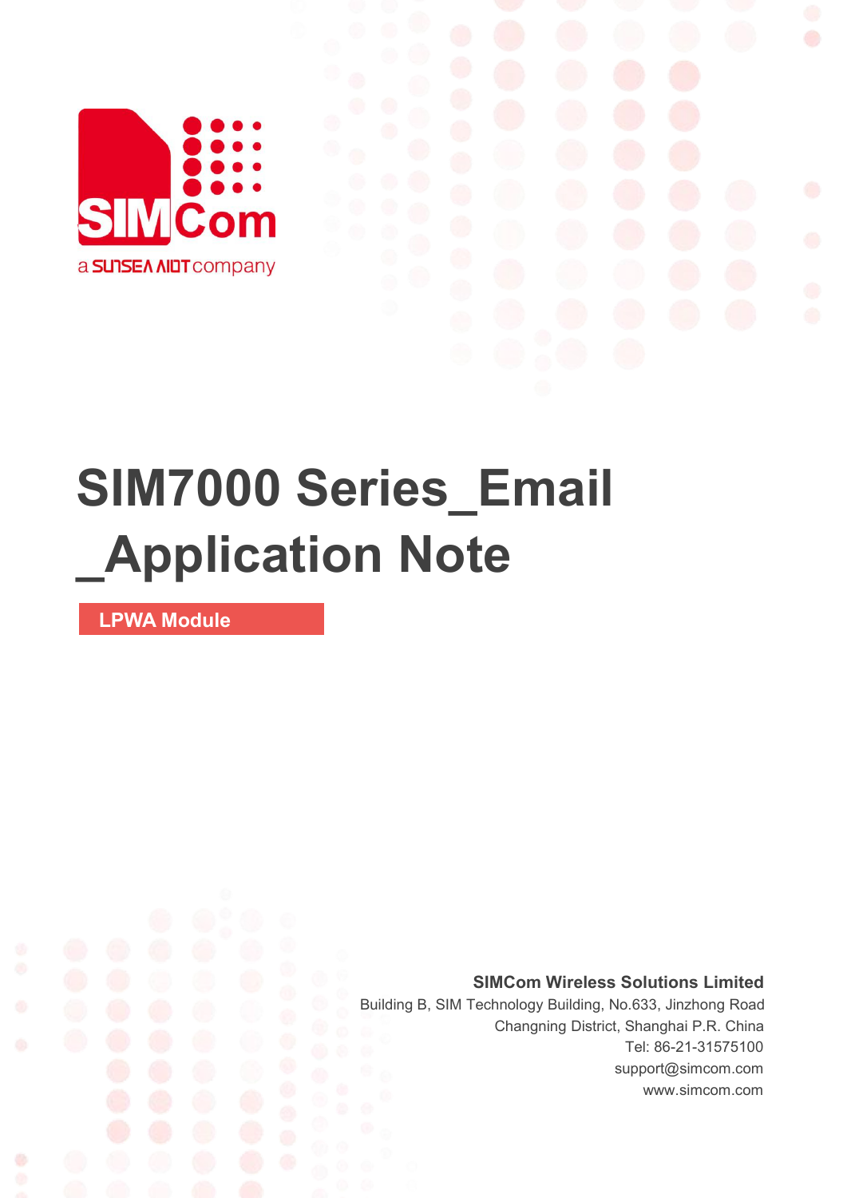SIMCom

a SUNSEA AIOT company

# SIM7000 Series_Email _Application Note

**LPWA Module**

**SIMCom Wireless Solutions Limited**

Building B, SIM Technology Building, No.633, Jinzhong Road

Changning District, Shanghai P.R. China

Tel: 86-21-31575100

support@simcom.com

www.simcom.com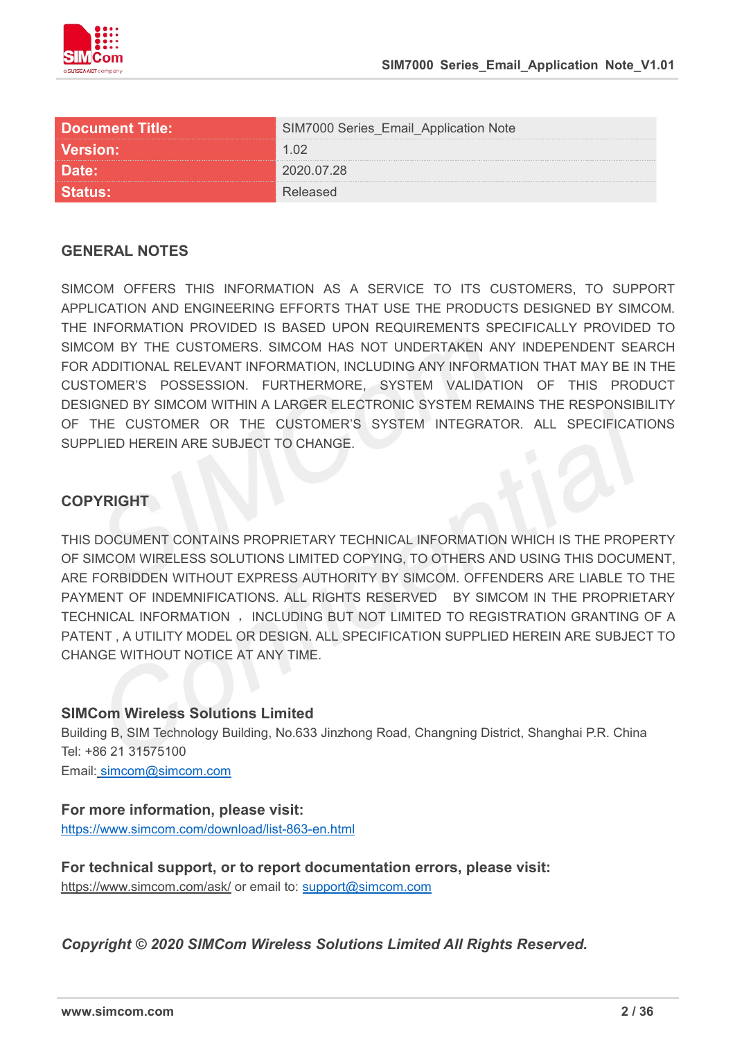| | |
|---|---|
| **Document Title:** | SIM7000 Series_Email_Application Note |
| **Version:** | 1.02 |
| **Date:** | 2020.07.28 |
| **Status:** | Released |

## GENERAL NOTES

SIMCOM OFFERS THIS INFORMATION AS A SERVICE TO ITS CUSTOMERS, TO SUPPORT APPLICATION AND ENGINEERING EFFORTS THAT USE THE PRODUCTS DESIGNED BY SIMCOM. THE INFORMATION PROVIDED IS BASED UPON REQUIREMENTS SPECIFICALLY PROVIDED TO SIMCOM BY THE CUSTOMERS. SIMCOM HAS NOT UNDERTAKEN ANY INDEPENDENT SEARCH FOR ADDITIONAL RELEVANT INFORMATION, INCLUDING ANY INFORMATION THAT MAY BE IN THE CUSTOMER'S POSSESSION. FURTHERMORE, SYSTEM VALIDATION OF THIS PRODUCT DESIGNED BY SIMCOM WITHIN A LARGER ELECTRONIC SYSTEM REMAINS THE RESPONSIBILITY OF THE CUSTOMER OR THE CUSTOMER'S SYSTEM INTEGRATOR. ALL SPECIFICATIONS SUPPLIED HEREIN ARE SUBJECT TO CHANGE.

## COPYRIGHT

THIS DOCUMENT CONTAINS PROPRIETARY TECHNICAL INFORMATION WHICH IS THE PROPERTY OF SIMCOM WIRELESS SOLUTIONS LIMITED COPYING, TO OTHERS AND USING THIS DOCUMENT, ARE FORBIDDEN WITHOUT EXPRESS AUTHORITY BY SIMCOM. OFFENDERS ARE LIABLE TO THE PAYMENT OF INDEMNIFICATIONS. ALL RIGHTS RESERVED BY SIMCOM IN THE PROPRIETARY TECHNICAL INFORMATION ， INCLUDING BUT NOT LIMITED TO REGISTRATION GRANTING OF A PATENT , A UTILITY MODEL OR DESIGN. ALL SPECIFICATION SUPPLIED HEREIN ARE SUBJECT TO CHANGE WITHOUT NOTICE AT ANY TIME.

**SIMCom Wireless Solutions Limited**
Building B, SIM Technology Building, No.633 Jinzhong Road, Changning District, Shanghai P.R. China
Tel: +86 21 31575100
Email: simcom@simcom.com

**For more information, please visit:**
https://www.simcom.com/download/list-863-en.html

**For technical support, or to report documentation errors, please visit:**
https://www.simcom.com/ask/ or email to: support@simcom.com

***Copyright © 2020 SIMCom Wireless Solutions Limited All Rights Reserved.***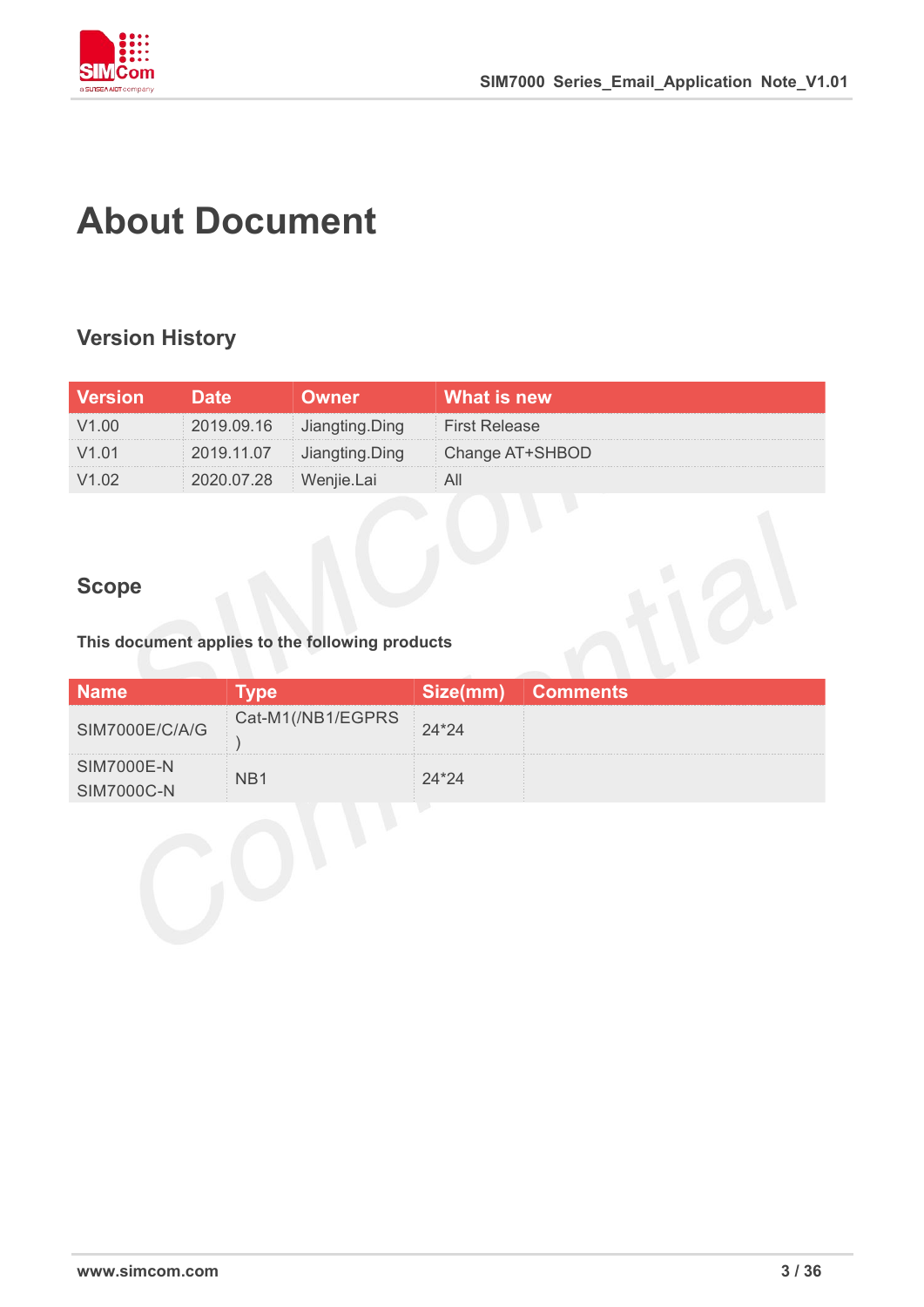# About Document

## Version History

| Version | Date | Owner | What is new |
|---|---|---|---|
| V1.00 | 2019.09.16 | Jiangting.Ding | First Release |
| V1.01 | 2019.11.07 | Jiangting.Ding | Change AT+SHBOD |
| V1.02 | 2020.07.28 | Wenjie.Lai | All |

## Scope

**This document applies to the following products**

| Name | Type | Size(mm) | Comments |
|---|---|---|---|
| SIM7000E/C/A/G | Cat-M1(/NB1/EGPRS ) | 24*24 | |
| SIM7000E-N SIM7000C-N | NB1 | 24*24 | |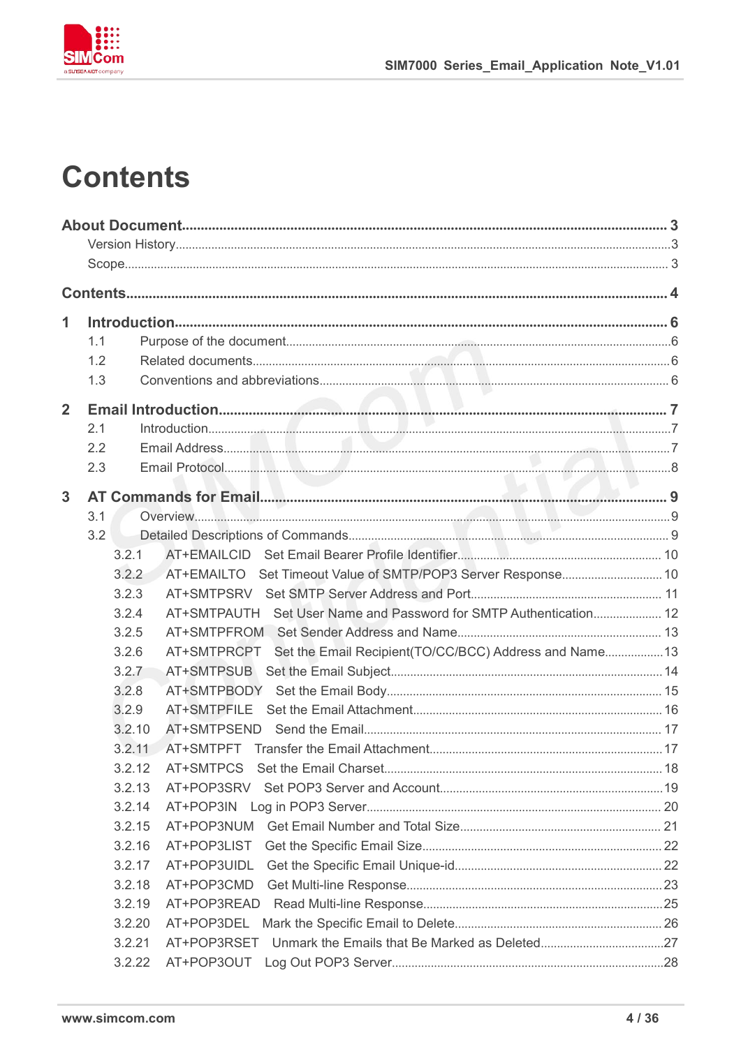# Contents

**About Document** ........ **3**

- Version History ........ 3
- Scope ........ 3

**Contents** ........ **4**

**1 Introduction** ........ **6**

- 1.1 Purpose of the document ........ 6
- 1.2 Related documents ........ 6
- 1.3 Conventions and abbreviations ........ 6

**2 Email Introduction** ........ **7**

- 2.1 Introduction ........ 7
- 2.2 Email Address ........ 7
- 2.3 Email Protocol ........ 8

**3 AT Commands for Email** ........ **9**

- 3.1 Overview ........ 9
- 3.2 Detailed Descriptions of Commands ........ 9
  - 3.2.1 AT+EMAILCID Set Email Bearer Profile Identifier ........ 10
  - 3.2.2 AT+EMAILTO Set Timeout Value of SMTP/POP3 Server Response ........ 10
  - 3.2.3 AT+SMTPSRV Set SMTP Server Address and Port ........ 11
  - 3.2.4 AT+SMTPAUTH Set User Name and Password for SMTP Authentication ........ 12
  - 3.2.5 AT+SMTPFROM Set Sender Address and Name ........ 13
  - 3.2.6 AT+SMTPRCPT Set the Email Recipient(TO/CC/BCC) Address and Name ........ 13
  - 3.2.7 AT+SMTPSUB Set the Email Subject ........ 14
  - 3.2.8 AT+SMTPBODY Set the Email Body ........ 15
  - 3.2.9 AT+SMTPFILE Set the Email Attachment ........ 16
  - 3.2.10 AT+SMTPSEND Send the Email ........ 17
  - 3.2.11 AT+SMTPFT Transfer the Email Attachment ........ 17
  - 3.2.12 AT+SMTPCS Set the Email Charset ........ 18
  - 3.2.13 AT+POP3SRV Set POP3 Server and Account ........ 19
  - 3.2.14 AT+POP3IN Log in POP3 Server ........ 20
  - 3.2.15 AT+POP3NUM Get Email Number and Total Size ........ 21
  - 3.2.16 AT+POP3LIST Get the Specific Email Size ........ 22
  - 3.2.17 AT+POP3UIDL Get the Specific Email Unique-id ........ 22
  - 3.2.18 AT+POP3CMD Get Multi-line Response ........ 23
  - 3.2.19 AT+POP3READ Read Multi-line Response ........ 25
  - 3.2.20 AT+POP3DEL Mark the Specific Email to Delete ........ 26
  - 3.2.21 AT+POP3RSET Unmark the Emails that Be Marked as Deleted ........ 27
  - 3.2.22 AT+POP3OUT Log Out POP3 Server ........ 28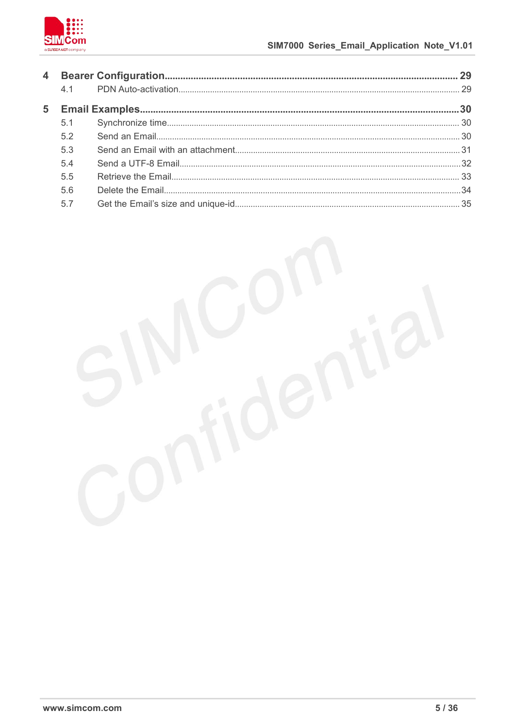**4 Bearer Configuration ........ 29**

4.1 PDN Auto-activation ........ 29

**5 Email Examples ........ 30**

5.1 Synchronize time ........ 30

5.2 Send an Email ........ 30

5.3 Send an Email with an attachment ........ 31

5.4 Send a UTF-8 Email ........ 32

5.5 Retrieve the Email ........ 33

5.6 Delete the Email ........ 34

5.7 Get the Email's size and unique-id ........ 35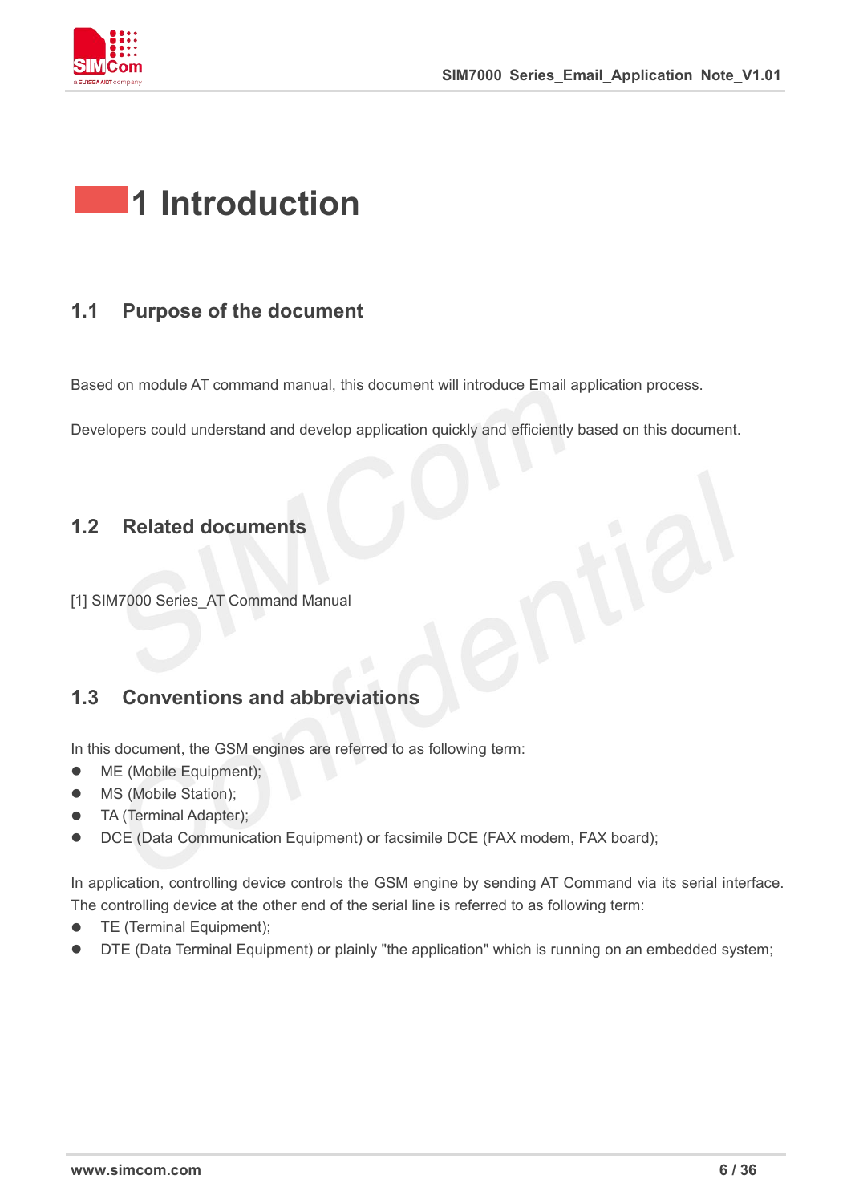# 1 Introduction

## 1.1 Purpose of the document

Based on module AT command manual, this document will introduce Email application process.

Developers could understand and develop application quickly and efficiently based on this document.

## 1.2 Related documents

[1] SIM7000 Series_AT Command Manual

## 1.3 Conventions and abbreviations

In this document, the GSM engines are referred to as following term:

- ME (Mobile Equipment);
- MS (Mobile Station);
- TA (Terminal Adapter);
- DCE (Data Communication Equipment) or facsimile DCE (FAX modem, FAX board);

In application, controlling device controls the GSM engine by sending AT Command via its serial interface. The controlling device at the other end of the serial line is referred to as following term:

- TE (Terminal Equipment);
- DTE (Data Terminal Equipment) or plainly "the application" which is running on an embedded system;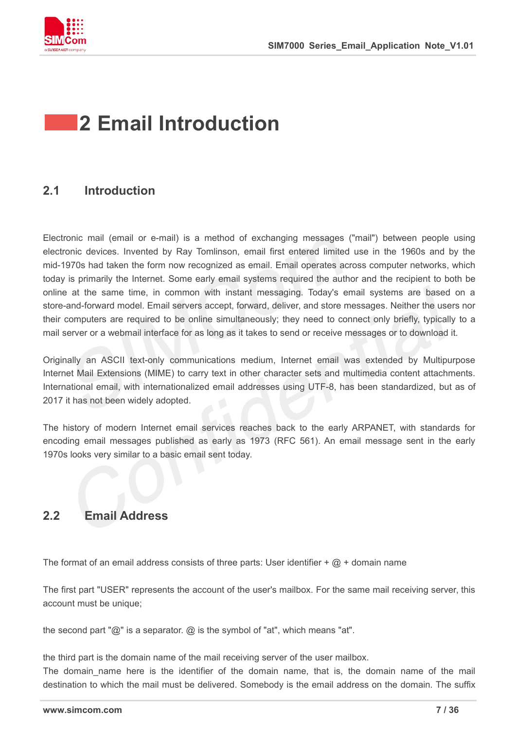# 2 Email Introduction

## 2.1 Introduction

Electronic mail (email or e-mail) is a method of exchanging messages ("mail") between people using electronic devices. Invented by Ray Tomlinson, email first entered limited use in the 1960s and by the mid-1970s had taken the form now recognized as email. Email operates across computer networks, which today is primarily the Internet. Some early email systems required the author and the recipient to both be online at the same time, in common with instant messaging. Today's email systems are based on a store-and-forward model. Email servers accept, forward, deliver, and store messages. Neither the users nor their computers are required to be online simultaneously; they need to connect only briefly, typically to a mail server or a webmail interface for as long as it takes to send or receive messages or to download it.

Originally an ASCII text-only communications medium, Internet email was extended by Multipurpose Internet Mail Extensions (MIME) to carry text in other character sets and multimedia content attachments. International email, with internationalized email addresses using UTF-8, has been standardized, but as of 2017 it has not been widely adopted.

The history of modern Internet email services reaches back to the early ARPANET, with standards for encoding email messages published as early as 1973 (RFC 561). An email message sent in the early 1970s looks very similar to a basic email sent today.

## 2.2 Email Address

The format of an email address consists of three parts: User identifier + @ + domain name

The first part "USER" represents the account of the user's mailbox. For the same mail receiving server, this account must be unique;

the second part "@" is a separator. @ is the symbol of "at", which means "at".

the third part is the domain name of the mail receiving server of the user mailbox.
The domain_name here is the identifier of the domain name, that is, the domain name of the mail destination to which the mail must be delivered. Somebody is the email address on the domain. The suffix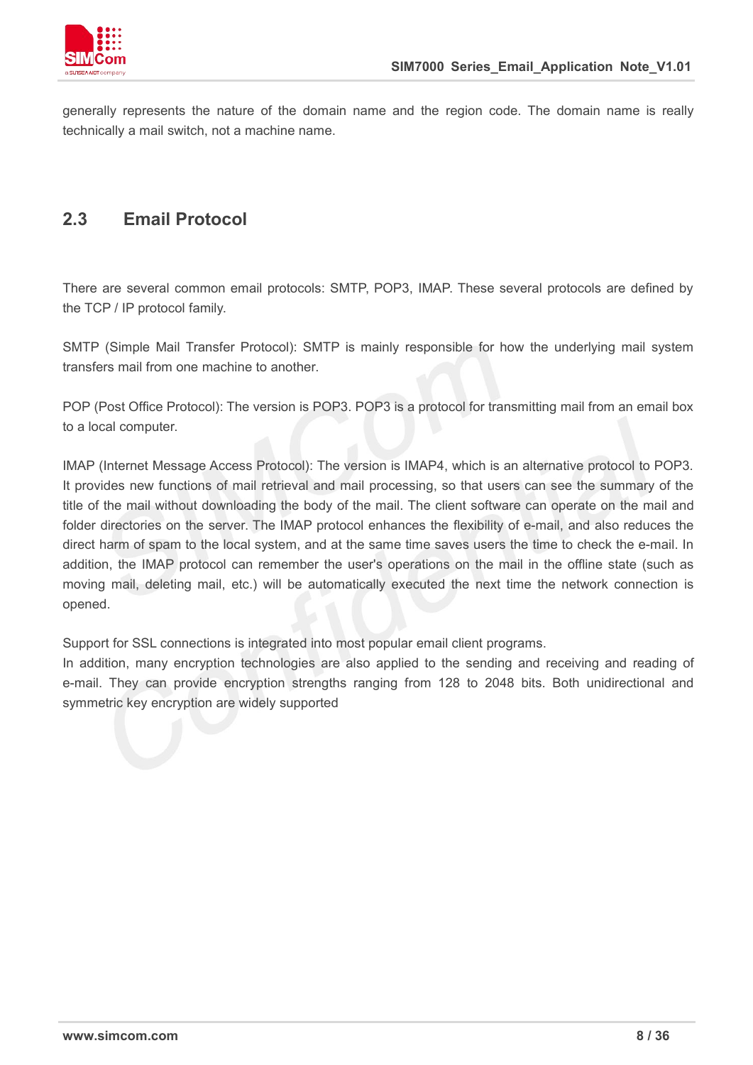generally represents the nature of the domain name and the region code. The domain name is really technically a mail switch, not a machine name.

## 2.3 Email Protocol

There are several common email protocols: SMTP, POP3, IMAP. These several protocols are defined by the TCP / IP protocol family.

SMTP (Simple Mail Transfer Protocol): SMTP is mainly responsible for how the underlying mail system transfers mail from one machine to another.

POP (Post Office Protocol): The version is POP3. POP3 is a protocol for transmitting mail from an email box to a local computer.

IMAP (Internet Message Access Protocol): The version is IMAP4, which is an alternative protocol to POP3. It provides new functions of mail retrieval and mail processing, so that users can see the summary of the title of the mail without downloading the body of the mail. The client software can operate on the mail and folder directories on the server. The IMAP protocol enhances the flexibility of e-mail, and also reduces the direct harm of spam to the local system, and at the same time saves users the time to check the e-mail. In addition, the IMAP protocol can remember the user's operations on the mail in the offline state (such as moving mail, deleting mail, etc.) will be automatically executed the next time the network connection is opened.

Support for SSL connections is integrated into most popular email client programs.
In addition, many encryption technologies are also applied to the sending and receiving and reading of e-mail. They can provide encryption strengths ranging from 128 to 2048 bits. Both unidirectional and symmetric key encryption are widely supported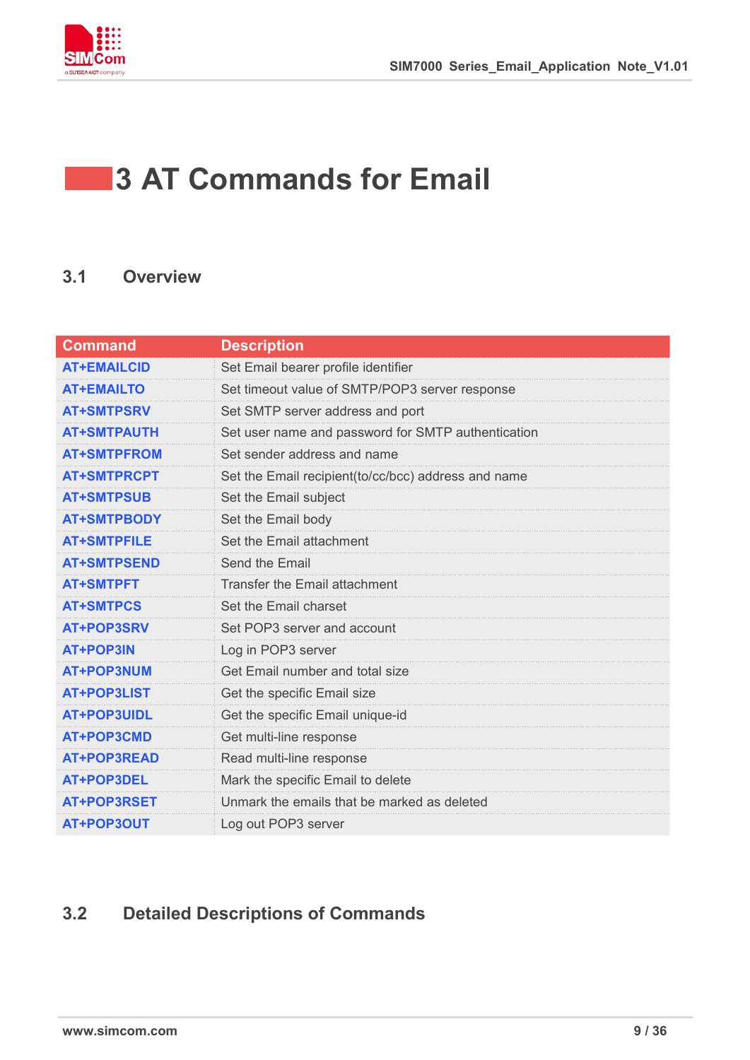# 3 AT Commands for Email

## 3.1 Overview

| Command | Description |
|---|---|
| AT+EMAILCID | Set Email bearer profile identifier |
| AT+EMAILTO | Set timeout value of SMTP/POP3 server response |
| AT+SMTPSRV | Set SMTP server address and port |
| AT+SMTPAUTH | Set user name and password for SMTP authentication |
| AT+SMTPFROM | Set sender address and name |
| AT+SMTPRCPT | Set the Email recipient(to/cc/bcc) address and name |
| AT+SMTPSUB | Set the Email subject |
| AT+SMTPBODY | Set the Email body |
| AT+SMTPFILE | Set the Email attachment |
| AT+SMTPSEND | Send the Email |
| AT+SMTPFT | Transfer the Email attachment |
| AT+SMTPCS | Set the Email charset |
| AT+POP3SRV | Set POP3 server and account |
| AT+POP3IN | Log in POP3 server |
| AT+POP3NUM | Get Email number and total size |
| AT+POP3LIST | Get the specific Email size |
| AT+POP3UIDL | Get the specific Email unique-id |
| AT+POP3CMD | Get multi-line response |
| AT+POP3READ | Read multi-line response |
| AT+POP3DEL | Mark the specific Email to delete |
| AT+POP3RSET | Unmark the emails that be marked as deleted |
| AT+POP3OUT | Log out POP3 server |

## 3.2 Detailed Descriptions of Commands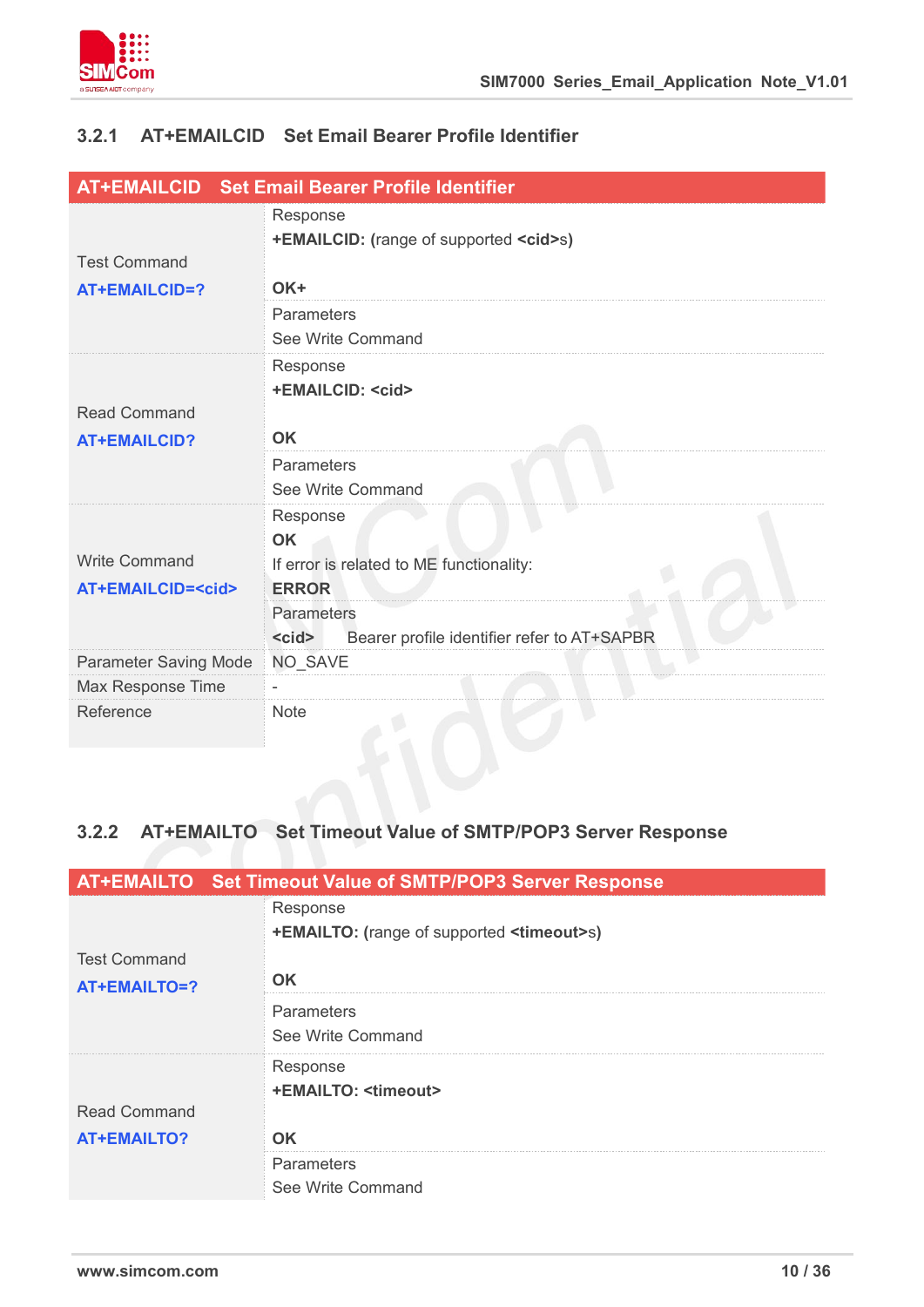### 3.2.1 AT+EMAILCID Set Email Bearer Profile Identifier

| AT+EMAILCID Set Email Bearer Profile Identifier | |
|---|---|
| Test Command<br>**AT+EMAILCID=?** | Response<br>**+EMAILCID: (**range of supported **<cid>**s**)**<br><br>**OK+** |
| | Parameters<br>See Write Command |
| Read Command<br>**AT+EMAILCID?** | Response<br>**+EMAILCID: <cid>**<br><br>**OK** |
| | Parameters<br>See Write Command |
| Write Command<br>**AT+EMAILCID=<cid>** | Response<br>**OK**<br>If error is related to ME functionality:<br>**ERROR** |
| | Parameters<br>**<cid>** Bearer profile identifier refer to AT+SAPBR |
| Parameter Saving Mode | NO_SAVE |
| Max Response Time | - |
| Reference | Note |

### 3.2.2 AT+EMAILTO Set Timeout Value of SMTP/POP3 Server Response

| AT+EMAILTO Set Timeout Value of SMTP/POP3 Server Response | |
|---|---|
| Test Command<br>**AT+EMAILTO=?** | Response<br>**+EMAILTO: (**range of supported **<timeout>**s**)**<br><br>**OK** |
| | Parameters<br>See Write Command |
| Read Command<br>**AT+EMAILTO?** | Response<br>**+EMAILTO: <timeout>**<br><br>**OK** |
| | Parameters<br>See Write Command |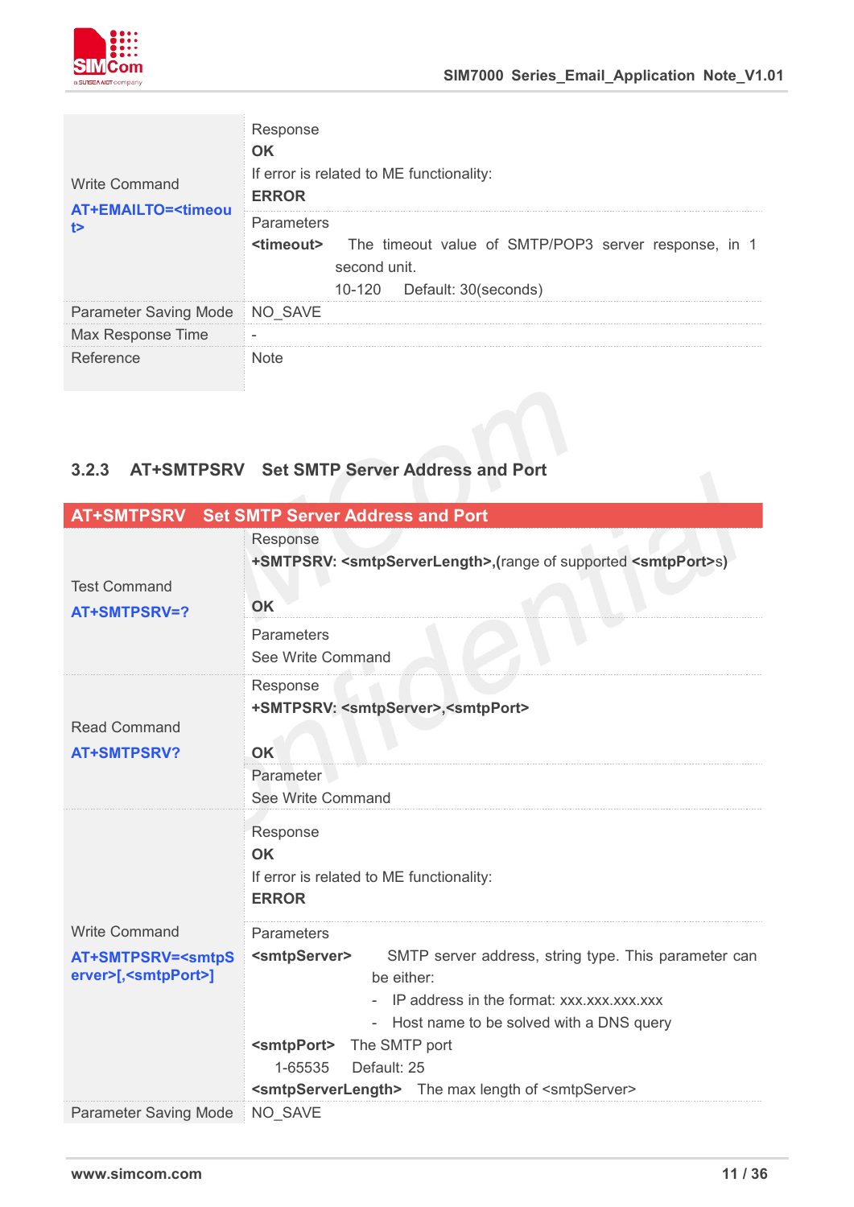| | |
|---|---|
| Write Command<br>**AT+EMAILTO=<timeout>** | Response<br>**OK**<br>If error is related to ME functionality:<br>**ERROR** |
| | Parameters<br>**<timeout>** The timeout value of SMTP/POP3 server response, in 1 second unit.<br>10-120 Default: 30(seconds) |
| Parameter Saving Mode | NO_SAVE |
| Max Response Time | - |
| Reference | Note |

### 3.2.3 AT+SMTPSRV Set SMTP Server Address and Port

| AT+SMTPSRV Set SMTP Server Address and Port | |
|---|---|
| Test Command<br>**AT+SMTPSRV=?** | Response<br>**+SMTPSRV: <smtpServerLength>,**(range of supported **<smtpPort>**s)<br><br>**OK** |
| | Parameters<br>See Write Command |
| Read Command<br>**AT+SMTPSRV?** | Response<br>**+SMTPSRV: <smtpServer>,<smtpPort>**<br><br>**OK** |
| | Parameter<br>See Write Command |
| Write Command<br>**AT+SMTPSRV=<smtpServer>[,<smtpPort>]** | Response<br>**OK**<br>If error is related to ME functionality:<br>**ERROR** |
| | Parameters<br>**<smtpServer>** SMTP server address, string type. This parameter can be either:<br>- IP address in the format: xxx.xxx.xxx.xxx<br>- Host name to be solved with a DNS query<br>**<smtpPort>** The SMTP port<br>1-65535 Default: 25<br>**<smtpServerLength>** The max length of <smtpServer> |
| Parameter Saving Mode | NO_SAVE |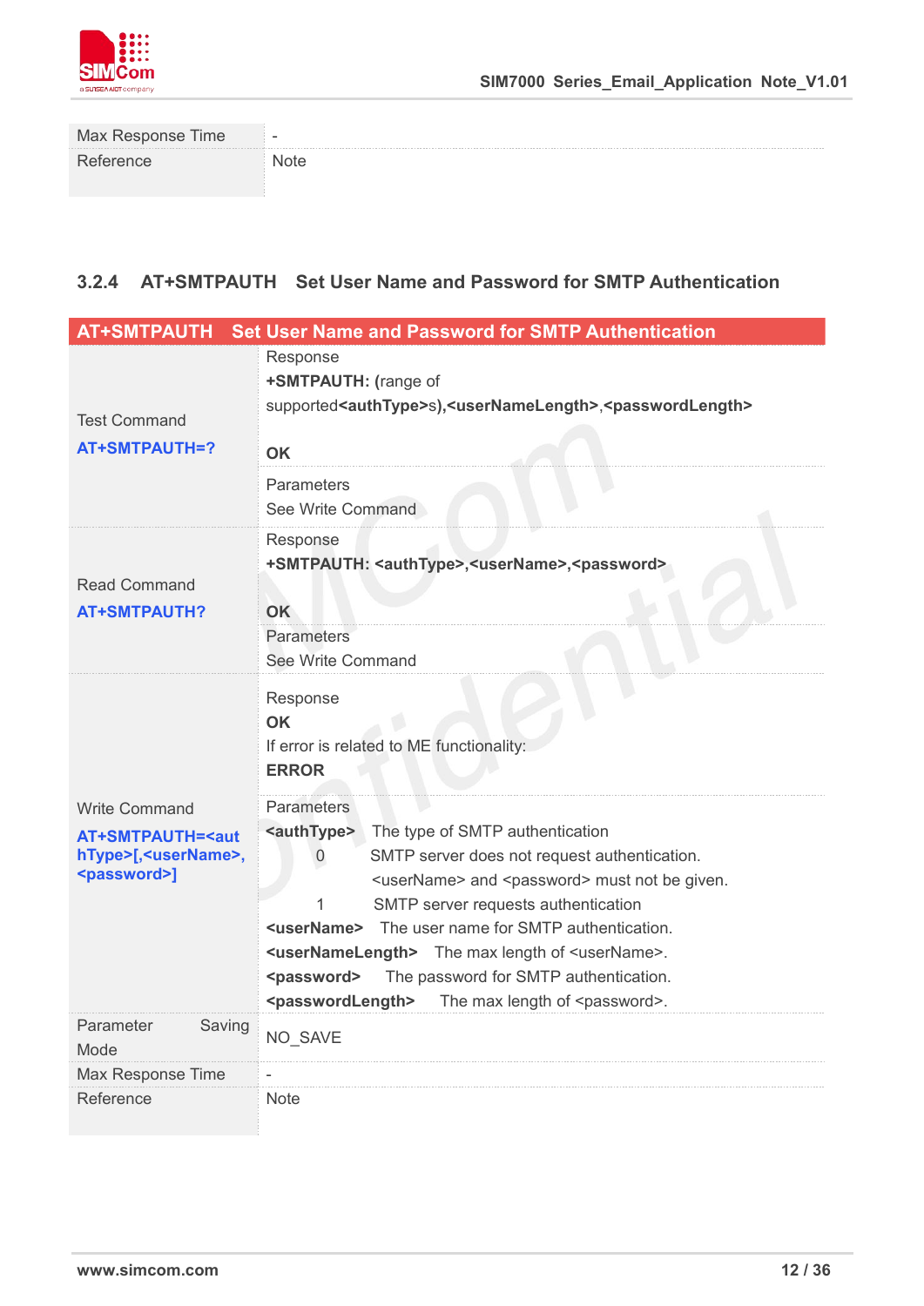| | |
|---|---|
| Max Response Time | - |
| Reference | Note |

### 3.2.4 AT+SMTPAUTH Set User Name and Password for SMTP Authentication

| AT+SMTPAUTH Set User Name and Password for SMTP Authentication | |
|---|---|
| Test Command<br>**AT+SMTPAUTH=?** | Response<br>**+SMTPAUTH: (**range of supported**<authType>**s**),<userNameLength>**,**<passwordLength>**<br><br>**OK** |
| | Parameters<br>See Write Command |
| Read Command<br>**AT+SMTPAUTH?** | Response<br>**+SMTPAUTH: <authType>,<userName>,<password>**<br><br>**OK** |
| | Parameters<br>See Write Command |
| Write Command<br>**AT+SMTPAUTH=<authType>[,<userName>,<password>]** | Response<br>**OK**<br>If error is related to ME functionality:<br>**ERROR** |
| | Parameters<br>**<authType>** The type of SMTP authentication<br>0 SMTP server does not request authentication. <userName> and <password> must not be given.<br>1 SMTP server requests authentication<br>**<userName>** The user name for SMTP authentication.<br>**<userNameLength>** The max length of <userName>.<br>**<password>** The password for SMTP authentication.<br>**<passwordLength>** The max length of <password>. |
| Parameter Saving Mode | NO_SAVE |
| Max Response Time | - |
| Reference | Note |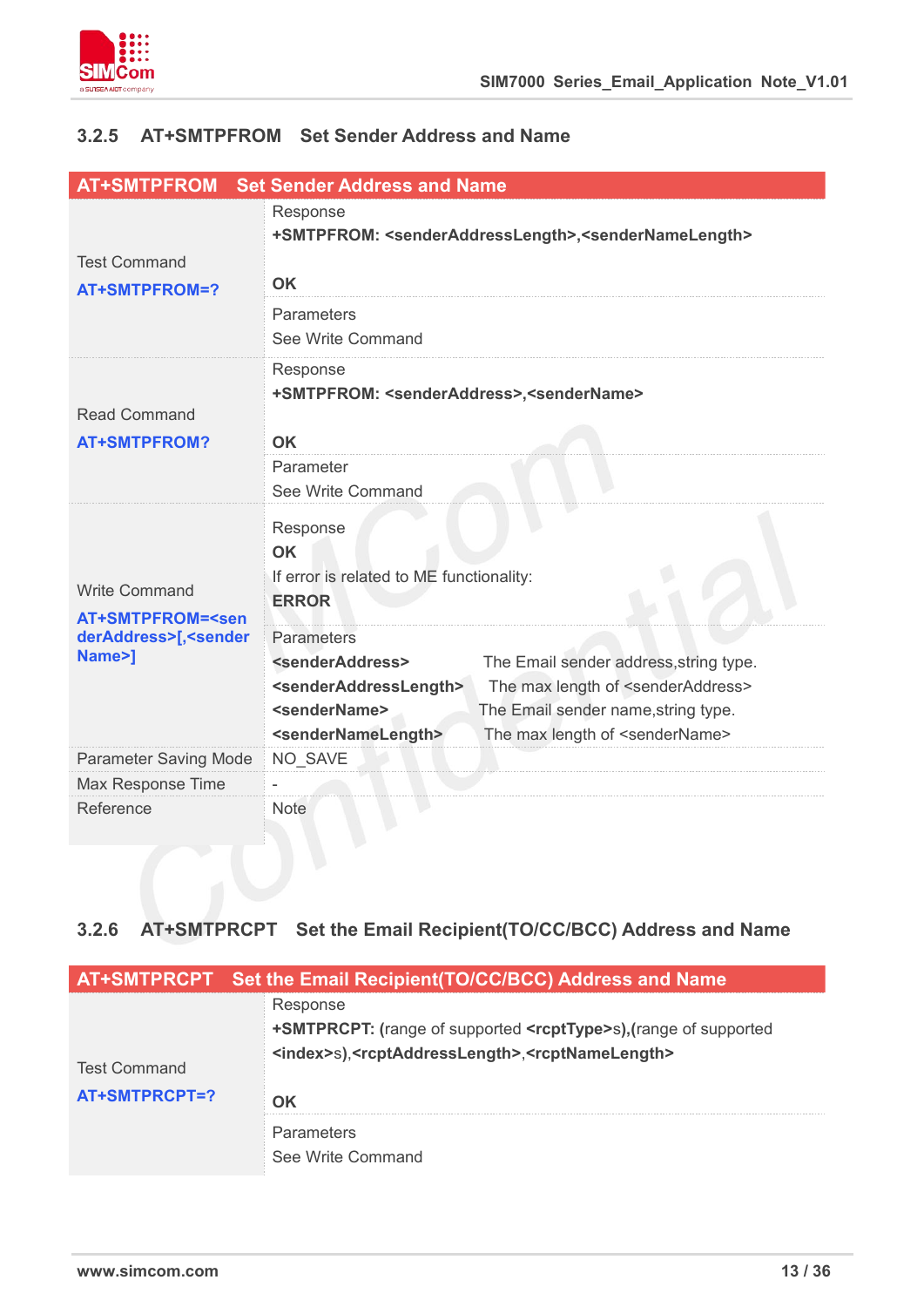### 3.2.5 AT+SMTPFROM Set Sender Address and Name

| AT+SMTPFROM Set Sender Address and Name | |
|---|---|
| Test Command<br>**AT+SMTPFROM=?** | Response<br>**+SMTPFROM: <senderAddressLength>,<senderNameLength>**<br><br>**OK** |
| | Parameters<br>See Write Command |
| Read Command<br>**AT+SMTPFROM?** | Response<br>**+SMTPFROM: <senderAddress>,<senderName>**<br><br>**OK** |
| | Parameter<br>See Write Command |
| Write Command<br>**AT+SMTPFROM=<senderAddress>[,<senderName>]** | Response<br>**OK**<br>If error is related to ME functionality:<br>**ERROR** |
| | Parameters<br>**<senderAddress>** The Email sender address,string type.<br>**<senderAddressLength>** The max length of <senderAddress><br>**<senderName>** The Email sender name,string type.<br>**<senderNameLength>** The max length of <senderName> |
| Parameter Saving Mode | NO_SAVE |
| Max Response Time | - |
| Reference | Note |

### 3.2.6 AT+SMTPRCPT Set the Email Recipient(TO/CC/BCC) Address and Name

| AT+SMTPRCPT Set the Email Recipient(TO/CC/BCC) Address and Name | |
|---|---|
| Test Command<br>**AT+SMTPRCPT=?** | Response<br>**+SMTPRCPT: (**range of supported **<rcptType>**s**),(**range of supported **<index>**s),**<rcptAddressLength>**,**<rcptNameLength>**<br><br>**OK** |
| | Parameters<br>See Write Command |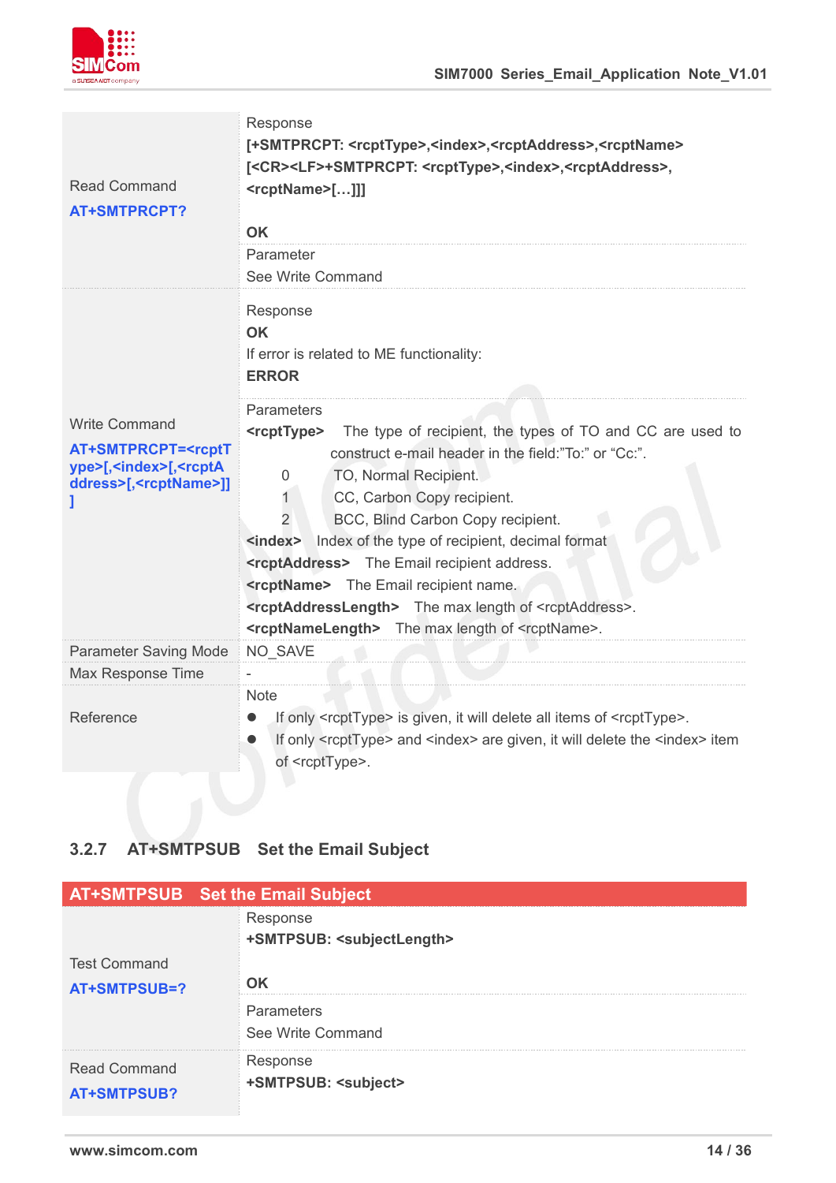| | |
|---|---|
| Read Command<br>**AT+SMTPRCPT?** | Response<br>**[+SMTPRCPT: <rcptType>,<index>,<rcptAddress>,<rcptName>[<CR><LF>+SMTPRCPT: <rcptType>,<index>,<rcptAddress>,<rcptName>[…]]]**<br><br>**OK**<br>Parameter<br>See Write Command |
| Write Command<br>**AT+SMTPRCPT=<rcptType>[,<index>[,<rcptAddress>[,<rcptName>]]]** | Response<br>**OK**<br>If error is related to ME functionality:<br>**ERROR**<br>Parameters<br>**<rcptType>** The type of recipient, the types of TO and CC are used to construct e-mail header in the field:"To:" or "Cc:".<br>0 TO, Normal Recipient.<br>1 CC, Carbon Copy recipient.<br>2 BCC, Blind Carbon Copy recipient.<br>**<index>** Index of the type of recipient, decimal format<br>**<rcptAddress>** The Email recipient address.<br>**<rcptName>** The Email recipient name.<br>**<rcptAddressLength>** The max length of <rcptAddress>.<br>**<rcptNameLength>** The max length of <rcptName>. |
| Parameter Saving Mode | NO_SAVE |
| Max Response Time | - |
| Reference | Note<br>● If only <rcptType> is given, it will delete all items of <rcptType>.<br>● If only <rcptType> and <index> are given, it will delete the <index> item of <rcptType>. |

### 3.2.7 AT+SMTPSUB Set the Email Subject

| AT+SMTPSUB Set the Email Subject | |
|---|---|
| Test Command<br>**AT+SMTPSUB=?** | Response<br>**+SMTPSUB: <subjectLength>**<br><br>**OK**<br>Parameters<br>See Write Command |
| Read Command<br>**AT+SMTPSUB?** | Response<br>**+SMTPSUB: <subject>** |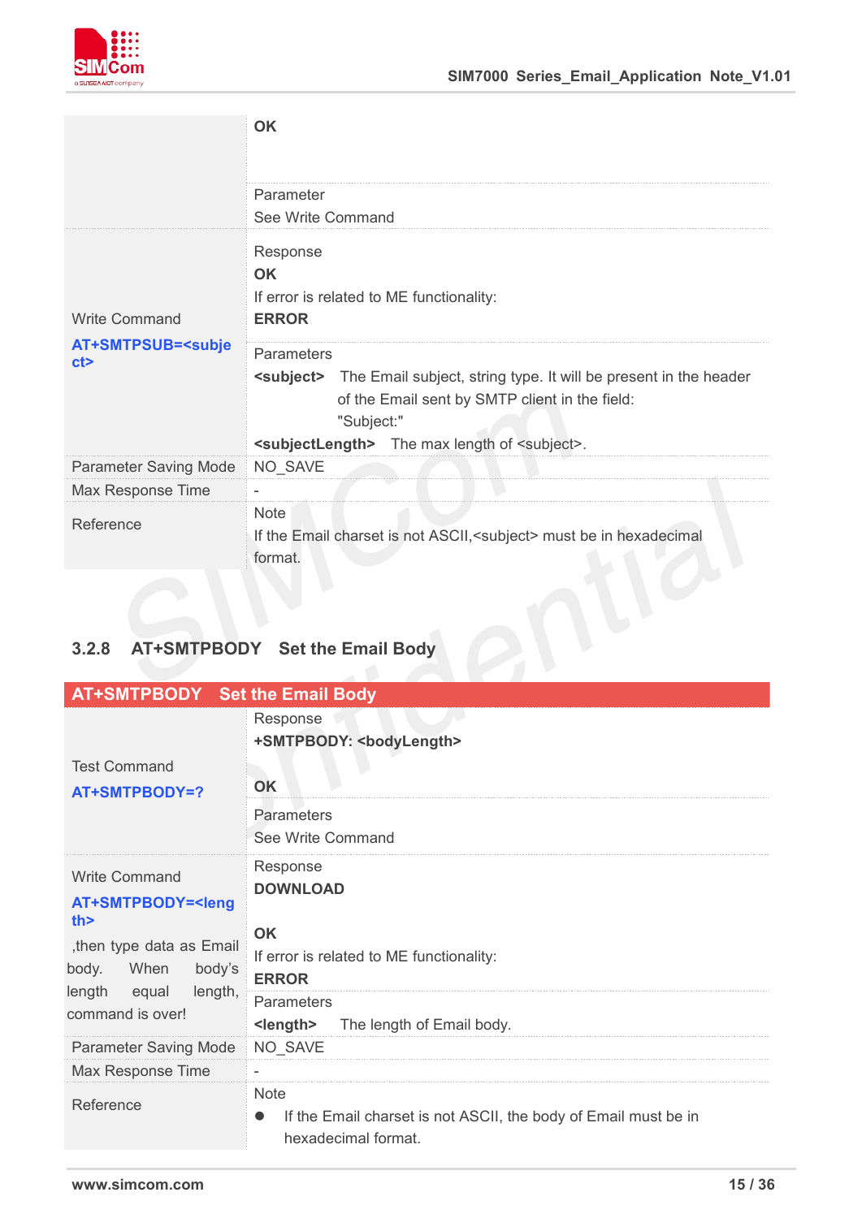| | |
|---|---|
| | **OK** |
| | Parameter<br>See Write Command |
| Write Command<br>**AT+SMTPSUB=<subject>** | Response<br>**OK**<br>If error is related to ME functionality:<br>**ERROR** |
| | Parameters<br>**<subject>** The Email subject, string type. It will be present in the header of the Email sent by SMTP client in the field: "Subject:"<br>**<subjectLength>** The max length of <subject>. |
| Parameter Saving Mode | NO_SAVE |
| Max Response Time | - |
| Reference | Note<br>If the Email charset is not ASCII,<subject> must be in hexadecimal format. |

### 3.2.8 AT+SMTPBODY Set the Email Body

| **AT+SMTPBODY Set the Email Body** | |
|---|---|
| Test Command<br>**AT+SMTPBODY=?** | Response<br>**+SMTPBODY: <bodyLength>**<br><br>**OK** |
| | Parameters<br>See Write Command |
| Write Command<br>**AT+SMTPBODY=<length>**<br>,then type data as Email body. When body's length equal length, command is over! | Response<br>**DOWNLOAD**<br><br>**OK**<br>If error is related to ME functionality:<br>**ERROR** |
| | Parameters<br>**<length>** The length of Email body. |
| Parameter Saving Mode | NO_SAVE |
| Max Response Time | - |
| Reference | Note<br>● If the Email charset is not ASCII, the body of Email must be in hexadecimal format. |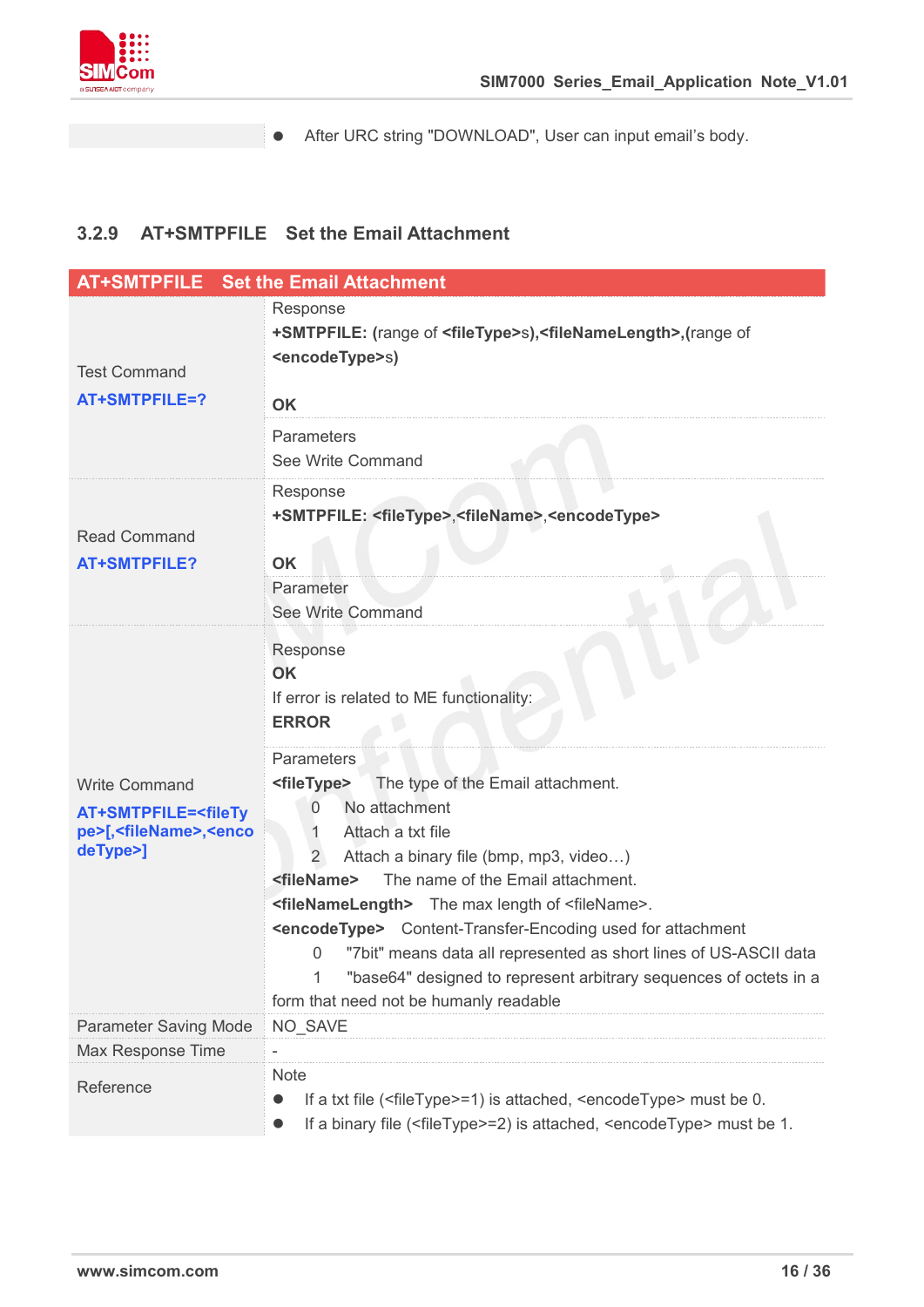| | |
|---|---|
| | ● After URC string "DOWNLOAD", User can input email's body. |

### 3.2.9 AT+SMTPFILE Set the Email Attachment

| AT+SMTPFILE Set the Email Attachment | |
|---|---|
| Test Command<br>**AT+SMTPFILE=?** | Response<br>**+SMTPFILE: (**range of **<fileType>**s**),<fileNameLength>,(**range of **<encodeType>**s**)**<br><br>**OK** |
| | Parameters<br>See Write Command |
| Read Command<br>**AT+SMTPFILE?** | Response<br>**+SMTPFILE: <fileType>**,**<fileName>**,**<encodeType>**<br><br>**OK** |
| | Parameter<br>See Write Command |
| Write Command<br>**AT+SMTPFILE=<fileType>[,<fileName>,<encodeType>]** | Response<br>**OK**<br>If error is related to ME functionality:<br>**ERROR** |
| | Parameters<br>**<fileType>** The type of the Email attachment.<br>0 No attachment<br>1 Attach a txt file<br>2 Attach a binary file (bmp, mp3, video…)<br>**<fileName>** The name of the Email attachment.<br>**<fileNameLength>** The max length of <fileName>.<br>**<encodeType>** Content-Transfer-Encoding used for attachment<br>0 "7bit" means data all represented as short lines of US-ASCII data<br>1 "base64" designed to represent arbitrary sequences of octets in a form that need not be humanly readable |
| Parameter Saving Mode | NO_SAVE |
| Max Response Time | - |
| Reference | Note<br>● If a txt file (<fileType>=1) is attached, <encodeType> must be 0.<br>● If a binary file (<fileType>=2) is attached, <encodeType> must be 1. |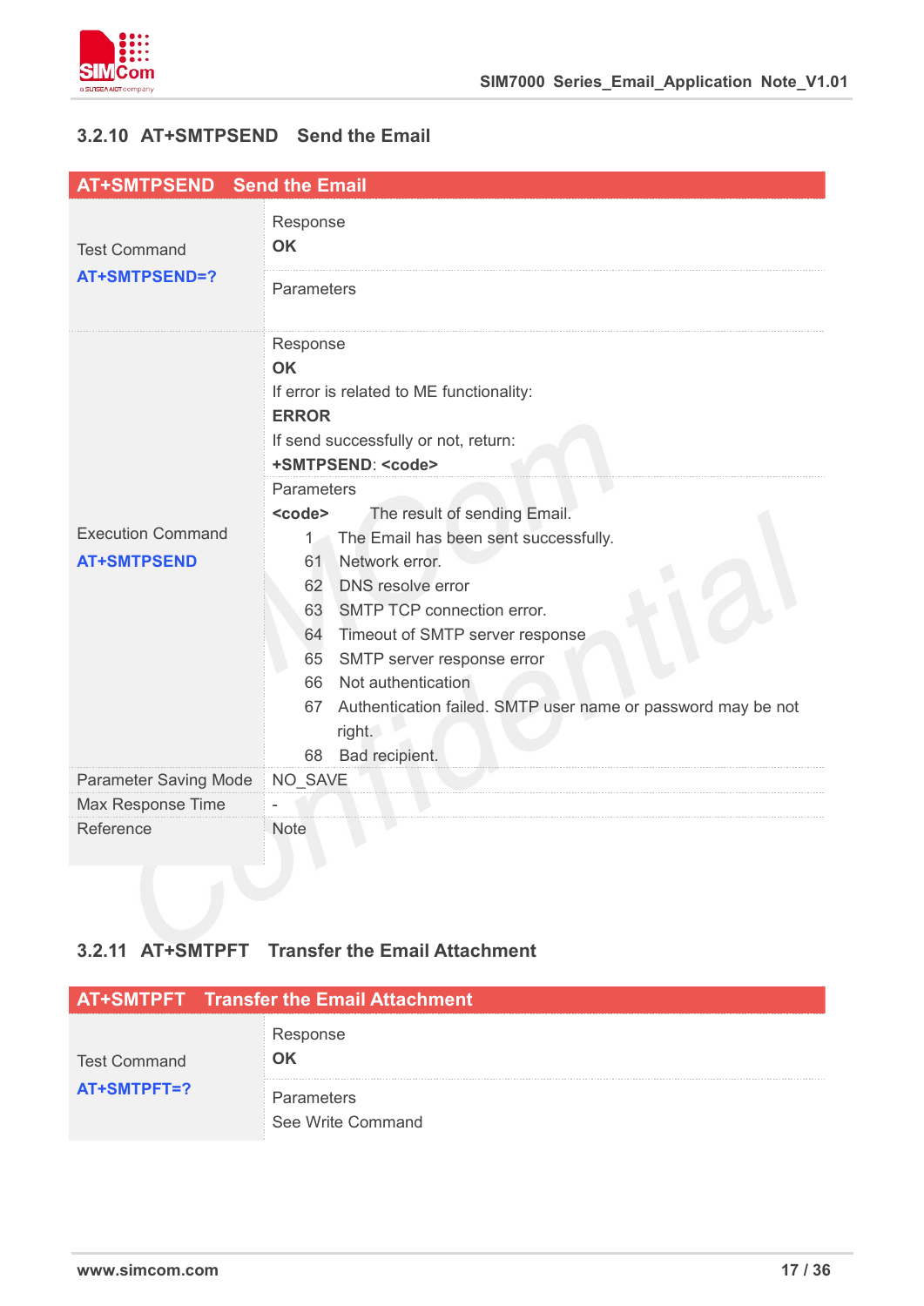### 3.2.10 AT+SMTPSEND Send the Email

| AT+SMTPSEND Send the Email | |
|---|---|
| Test Command<br>**AT+SMTPSEND=?** | Response<br>**OK**<br><br>Parameters |
| Execution Command<br>**AT+SMTPSEND** | Response<br>**OK**<br>If error is related to ME functionality:<br>**ERROR**<br>If send successfully or not, return:<br>**+SMTPSEND**: **<code>**<br><br>Parameters<br>**<code>** The result of sending Email.<br>1 The Email has been sent successfully.<br>61 Network error.<br>62 DNS resolve error<br>63 SMTP TCP connection error.<br>64 Timeout of SMTP server response<br>65 SMTP server response error<br>66 Not authentication<br>67 Authentication failed. SMTP user name or password may be not right.<br>68 Bad recipient. |
| Parameter Saving Mode | NO_SAVE |
| Max Response Time | - |
| Reference | Note |

### 3.2.11 AT+SMTPFT Transfer the Email Attachment

| AT+SMTPFT Transfer the Email Attachment | |
|---|---|
| Test Command<br>**AT+SMTPFT=?** | Response<br>**OK**<br><br>Parameters<br>See Write Command |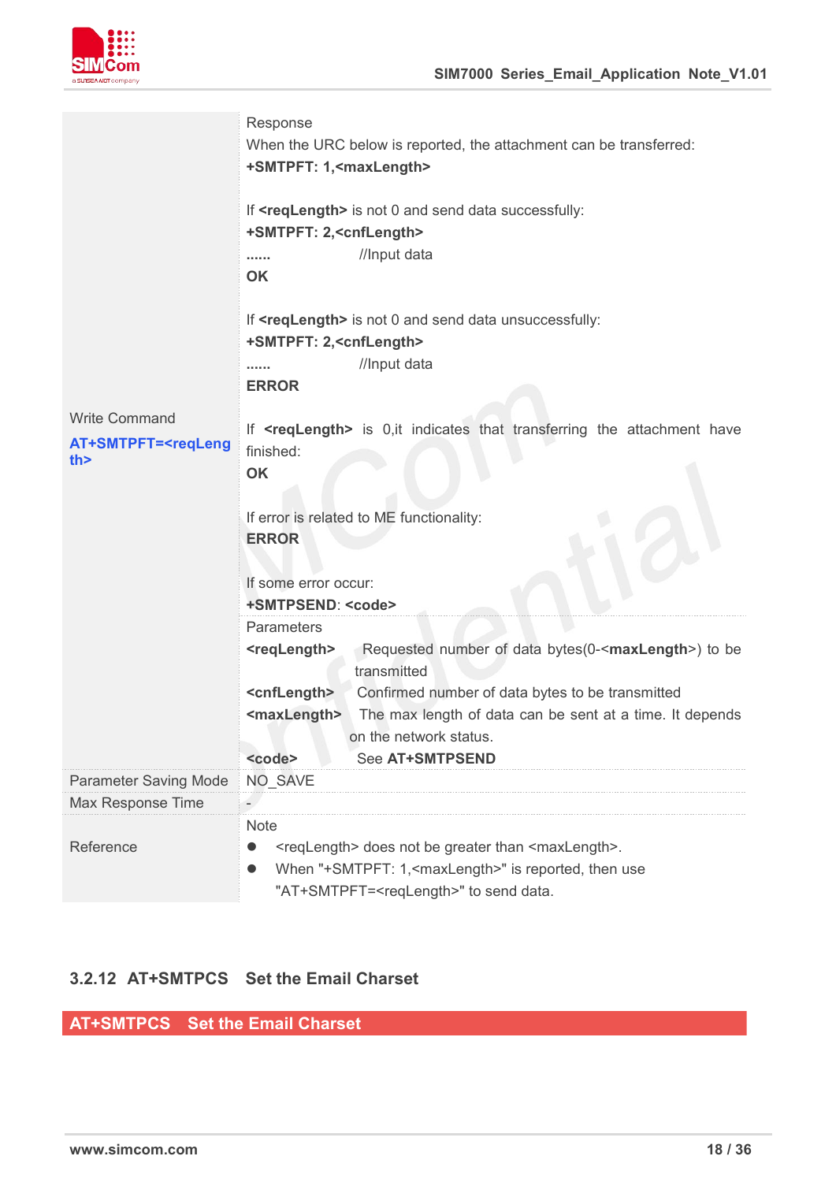| | |
|---|---|
| **Write Command**<br>**AT+SMTPFT=<reqLength>** | Response<br>When the URC below is reported, the attachment can be transferred:<br>**+SMTPFT: 1,<maxLength>**<br><br>If **<reqLength>** is not 0 and send data successfully:<br>**+SMTPFT: 2,<cnfLength>**<br>**......** //Input data<br>**OK**<br><br>If **<reqLength>** is not 0 and send data unsuccessfully:<br>**+SMTPFT: 2,<cnfLength>**<br>**......** //Input data<br>**ERROR**<br><br>If **<reqLength>** is 0,it indicates that transferring the attachment have finished:<br>**OK**<br><br>If error is related to ME functionality:<br>**ERROR**<br><br>If some error occur:<br>**+SMTPSEND**: **<code>** |
| | Parameters<br>**<reqLength>** Requested number of data bytes(0-<**maxLength**>) to be transmitted<br>**<cnfLength>** Confirmed number of data bytes to be transmitted<br>**<maxLength>** The max length of data can be sent at a time. It depends on the network status.<br>**<code>** See **AT+SMTPSEND** |
| Parameter Saving Mode | NO_SAVE |
| Max Response Time | - |
| Reference | Note<br>● <reqLength> does not be greater than <maxLength>.<br>● When "+SMTPFT: 1,<maxLength>" is reported, then use "AT+SMTPFT=<reqLength>" to send data. |

### 3.2.12 AT+SMTPCS Set the Email Charset

| AT+SMTPCS Set the Email Charset |
|---|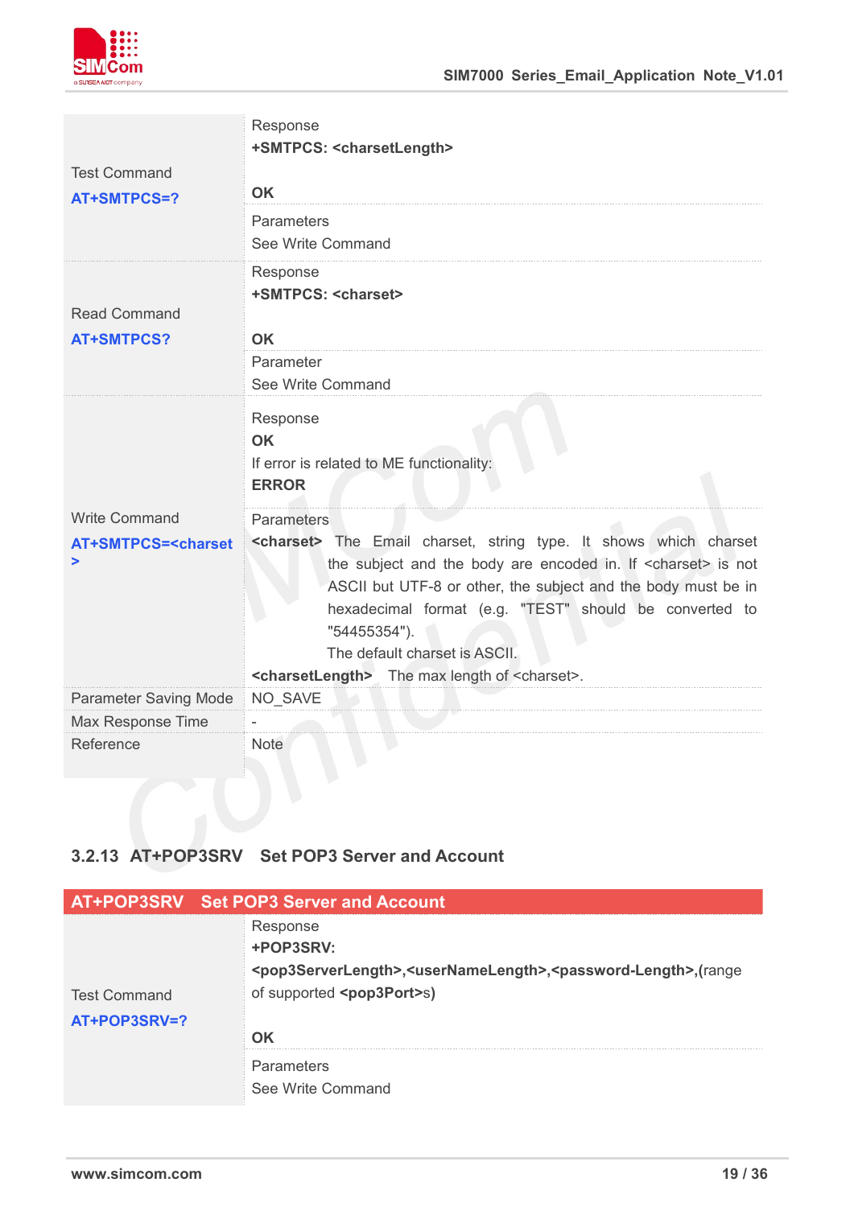| | | |
|---|---|---|
| Test Command<br>**AT+SMTPCS=?** | Response<br>**+SMTPCS: <charsetLength>**<br><br>**OK** | |
| | Parameters<br>See Write Command | |
| Read Command<br>**AT+SMTPCS?** | Response<br>**+SMTPCS: <charset>**<br><br>**OK** | |
| | Parameter<br>See Write Command | |
| Write Command<br>**AT+SMTPCS=<charset>** | Response<br>**OK**<br>If error is related to ME functionality:<br>**ERROR** | |
| | Parameters<br>**<charset>** The Email charset, string type. It shows which charset the subject and the body are encoded in. If <charset> is not ASCII but UTF-8 or other, the subject and the body must be in hexadecimal format (e.g. "TEST" should be converted to "54455354").<br>The default charset is ASCII.<br>**<charsetLength>** The max length of <charset>. | |
| Parameter Saving Mode | NO_SAVE | |
| Max Response Time | - | |
| Reference | Note | |

### 3.2.13 AT+POP3SRV Set POP3 Server and Account

| **AT+POP3SRV Set POP3 Server and Account** | |
|---|---|
| Test Command<br>**AT+POP3SRV=?** | Response<br>**+POP3SRV:**<br>**<pop3ServerLength>,<userNameLength>,<password-Length>,**(range of supported **<pop3Port>**s)<br><br>**OK** |
| | Parameters<br>See Write Command |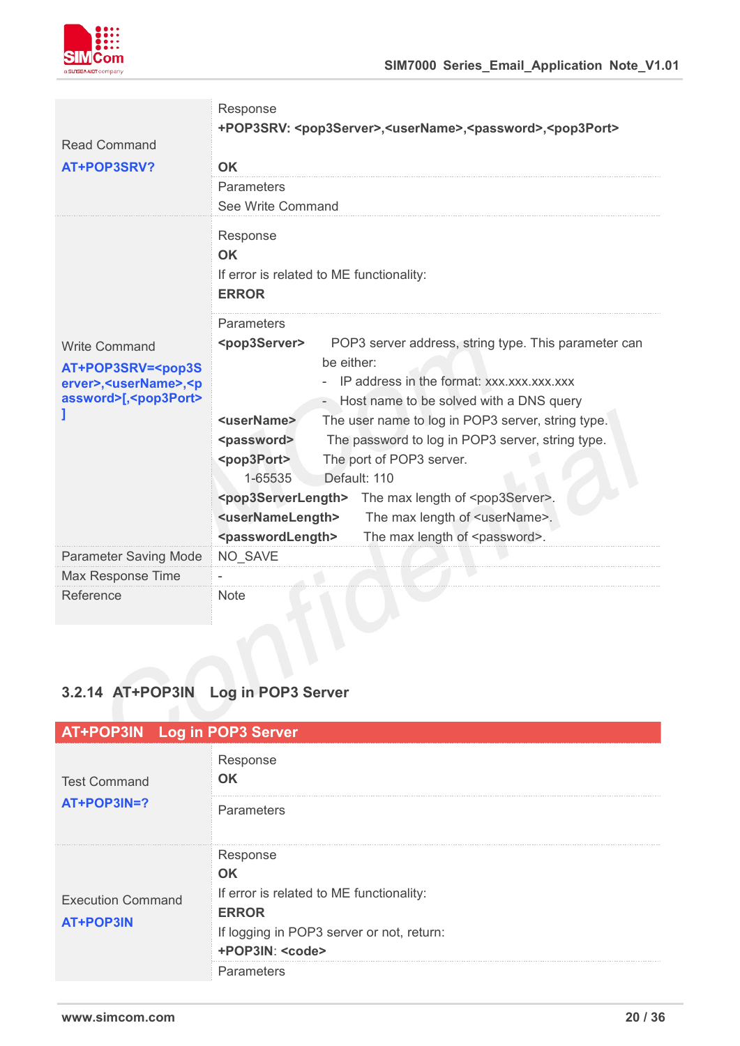| | |
|---|---|
| Read Command<br>**AT+POP3SRV?** | Response<br>**+POP3SRV: <pop3Server>,<userName>,<password>,<pop3Port>**<br><br>**OK** |
| | Parameters<br>See Write Command |
| Write Command<br>**AT+POP3SRV=<pop3Server>,<userName>,<password>[,<pop3Port>]** | Response<br>**OK**<br>If error is related to ME functionality:<br>**ERROR** |
| | Parameters<br>**<pop3Server>** POP3 server address, string type. This parameter can be either:<br>- IP address in the format: xxx.xxx.xxx.xxx<br>- Host name to be solved with a DNS query<br>**<userName>** The user name to log in POP3 server, string type.<br>**<password>** The password to log in POP3 server, string type.<br>**<pop3Port>** The port of POP3 server.<br>1-65535 Default: 110<br>**<pop3ServerLength>** The max length of <pop3Server>.<br>**<userNameLength>** The max length of <userName>.<br>**<passwordLength>** The max length of <password>. |
| Parameter Saving Mode | NO_SAVE |
| Max Response Time | - |
| Reference | Note |

### 3.2.14 AT+POP3IN Log in POP3 Server

| AT+POP3IN Log in POP3 Server | |
|---|---|
| Test Command<br>**AT+POP3IN=?** | Response<br>**OK** |
| | Parameters |
| Execution Command<br>**AT+POP3IN** | Response<br>**OK**<br>If error is related to ME functionality:<br>**ERROR**<br>If logging in POP3 server or not, return:<br>**+POP3IN: <code>** |
| | Parameters |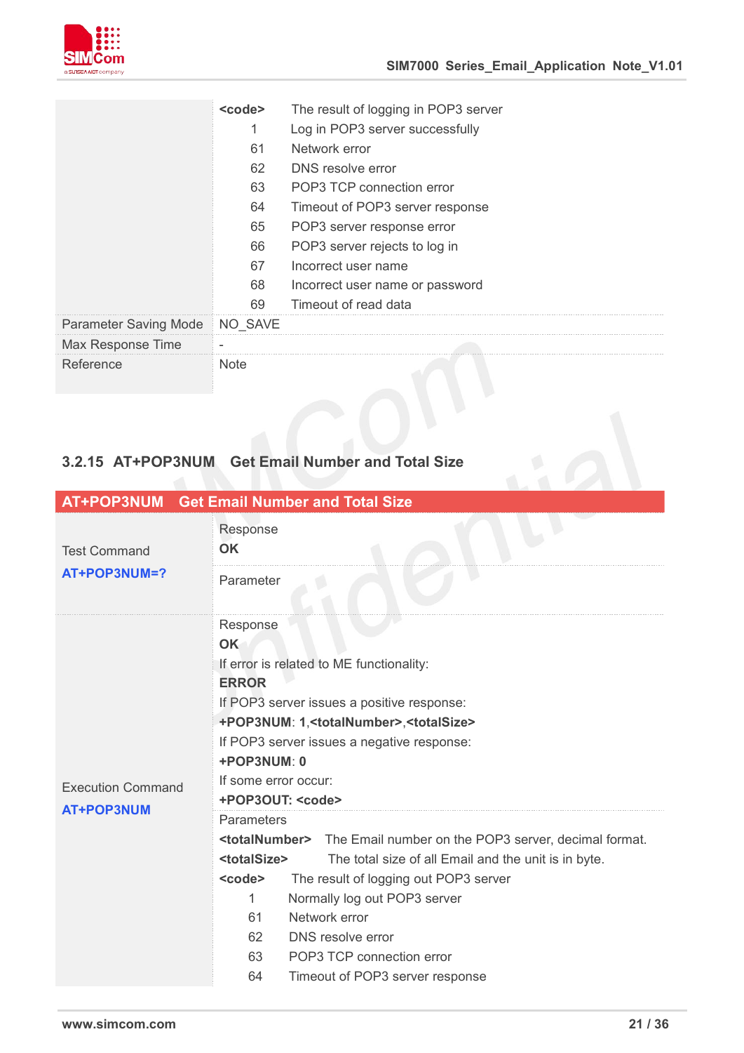| | |
|---|---|
| | **<code>** The result of logging in POP3 server<br>1 Log in POP3 server successfully<br>61 Network error<br>62 DNS resolve error<br>63 POP3 TCP connection error<br>64 Timeout of POP3 server response<br>65 POP3 server response error<br>66 POP3 server rejects to log in<br>67 Incorrect user name<br>68 Incorrect user name or password<br>69 Timeout of read data |
| Parameter Saving Mode | NO_SAVE |
| Max Response Time | - |
| Reference | Note |

### 3.2.15 AT+POP3NUM Get Email Number and Total Size

| **AT+POP3NUM Get Email Number and Total Size** | |
|---|---|
| Test Command<br>**AT+POP3NUM=?** | Response<br>**OK** |
| | Parameter |
| Execution Command<br>**AT+POP3NUM** | Response<br>**OK**<br>If error is related to ME functionality:<br>**ERROR**<br>If POP3 server issues a positive response:<br>**+POP3NUM**: **1**,**<totalNumber>**,**<totalSize>**<br>If POP3 server issues a negative response:<br>**+POP3NUM**: **0**<br>If some error occur:<br>**+POP3OUT: <code>** |
| | Parameters<br>**<totalNumber>** The Email number on the POP3 server, decimal format.<br>**<totalSize>** The total size of all Email and the unit is in byte.<br>**<code>** The result of logging out POP3 server<br>1 Normally log out POP3 server<br>61 Network error<br>62 DNS resolve error<br>63 POP3 TCP connection error<br>64 Timeout of POP3 server response |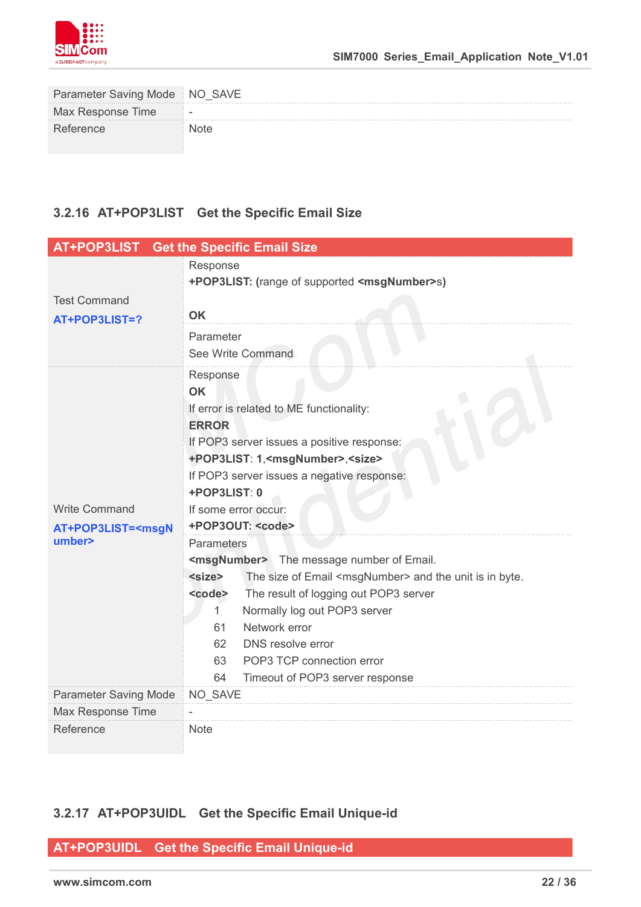| | |
|---|---|
| Parameter Saving Mode | NO_SAVE |
| Max Response Time | - |
| Reference | Note |

### 3.2.16 AT+POP3LIST Get the Specific Email Size

| AT+POP3LIST Get the Specific Email Size | |
|---|---|
| Test Command<br>**AT+POP3LIST=?** | Response<br>**+POP3LIST: (**range of supported **<msgNumber>**s**)**<br><br>**OK**<br>Parameter<br>See Write Command |
| Write Command<br>**AT+POP3LIST=<msgNumber>** | Response<br>**OK**<br>If error is related to ME functionality:<br>**ERROR**<br>If POP3 server issues a positive response:<br>**+POP3LIST**: **1**,**<msgNumber>**,**<size>**<br>If POP3 server issues a negative response:<br>**+POP3LIST**: **0**<br>If some error occur:<br>**+POP3OUT: <code>**<br>Parameters<br>**<msgNumber>** The message number of Email.<br>**<size>** The size of Email <msgNumber> and the unit is in byte.<br>**<code>** The result of logging out POP3 server<br>1 Normally log out POP3 server<br>61 Network error<br>62 DNS resolve error<br>63 POP3 TCP connection error<br>64 Timeout of POP3 server response |
| Parameter Saving Mode | NO_SAVE |
| Max Response Time | - |
| Reference | Note |

### 3.2.17 AT+POP3UIDL Get the Specific Email Unique-id

| AT+POP3UIDL Get the Specific Email Unique-id |
|---|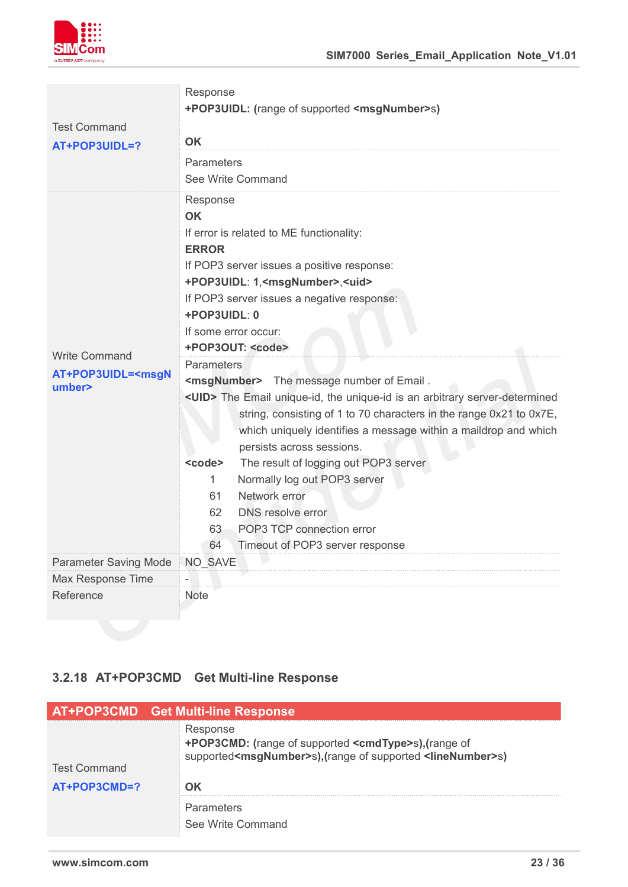| | |
|---|---|
| Test Command<br>**AT+POP3UIDL=?** | Response<br>**+POP3UIDL: (**range of supported **<msgNumber>**s**)**<br><br>**OK** |
| | Parameters<br>See Write Command |
| Write Command<br>**AT+POP3UIDL=<msgNumber>** | Response<br>**OK**<br>If error is related to ME functionality:<br>**ERROR**<br>If POP3 server issues a positive response:<br>**+POP3UIDL**: **1**,**<msgNumber>**,**<uid>**<br>If POP3 server issues a negative response:<br>**+POP3UIDL**: **0**<br>If some error occur:<br>**+POP3OUT: <code>** |
| | Parameters<br>**<msgNumber>** The message number of Email .<br>**<UID>** The Email unique-id, the unique-id is an arbitrary server-determined string, consisting of 1 to 70 characters in the range 0x21 to 0x7E, which uniquely identifies a message within a maildrop and which persists across sessions.<br>**<code>** The result of logging out POP3 server<br>1 Normally log out POP3 server<br>61 Network error<br>62 DNS resolve error<br>63 POP3 TCP connection error<br>64 Timeout of POP3 server response |
| Parameter Saving Mode | NO_SAVE |
| Max Response Time | - |
| Reference | Note |

### 3.2.18 AT+POP3CMD Get Multi-line Response

| **AT+POP3CMD Get Multi-line Response** | |
|---|---|
| Test Command<br>**AT+POP3CMD=?** | Response<br>**+POP3CMD: (**range of supported **<cmdType>**s**),(**range of supported**<msgNumber>**s**),(**range of supported **<lineNumber>**s**)**<br><br>**OK** |
| | Parameters<br>See Write Command |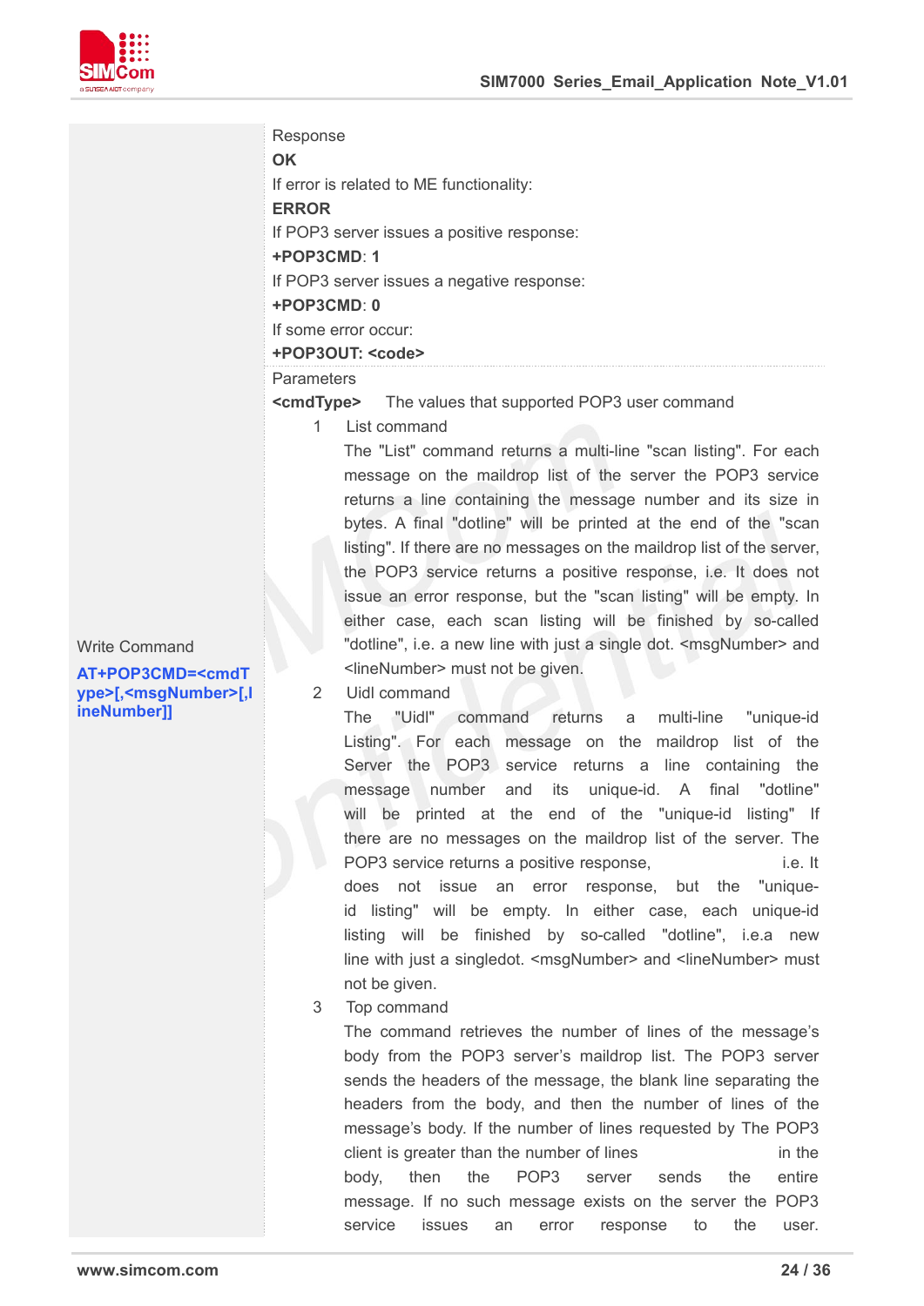| | |
|---|---|
| Write Command<br>**AT+POP3CMD=<cmdType>[,<msgNumber>[,lineNumber]]** | Response<br>**OK**<br>If error is related to ME functionality:<br>**ERROR**<br>If POP3 server issues a positive response:<br>**+POP3CMD**: **1**<br>If POP3 server issues a negative response:<br>**+POP3CMD**: **0**<br>If some error occur:<br>**+POP3OUT: <code>**<br><br>Parameters<br>**<cmdType>** The values that supported POP3 user command<br>1 List command<br>The "List" command returns a multi-line "scan listing". For each message on the maildrop list of the server the POP3 service returns a line containing the message number and its size in bytes. A final "dotline" will be printed at the end of the "scan listing". If there are no messages on the maildrop list of the server, the POP3 service returns a positive response, i.e. It does not issue an error response, but the "scan listing" will be empty. In either case, each scan listing will be finished by so-called "dotline", i.e. a new line with just a single dot. <msgNumber> and <lineNumber> must not be given.<br>2 Uidl command<br>The "Uidl" command returns a multi-line "unique-id Listing". For each message on the maildrop list of the Server the POP3 service returns a line containing the message number and its unique-id. A final "dotline" will be printed at the end of the "unique-id listing" If there are no messages on the maildrop list of the server. The POP3 service returns a positive response, i.e. It does not issue an error response, but the "unique-id listing" will be empty. In either case, each unique-id listing will be finished by so-called "dotline", i.e.a new line with just a singledot. <msgNumber> and <lineNumber> must not be given.<br>3 Top command<br>The command retrieves the number of lines of the message's body from the POP3 server's maildrop list. The POP3 server sends the headers of the message, the blank line separating the headers from the body, and then the number of lines of the message's body. If the number of lines requested by The POP3 client is greater than the number of lines in the body, then the POP3 server sends the entire message. If no such message exists on the server the POP3 service issues an error response to the user. |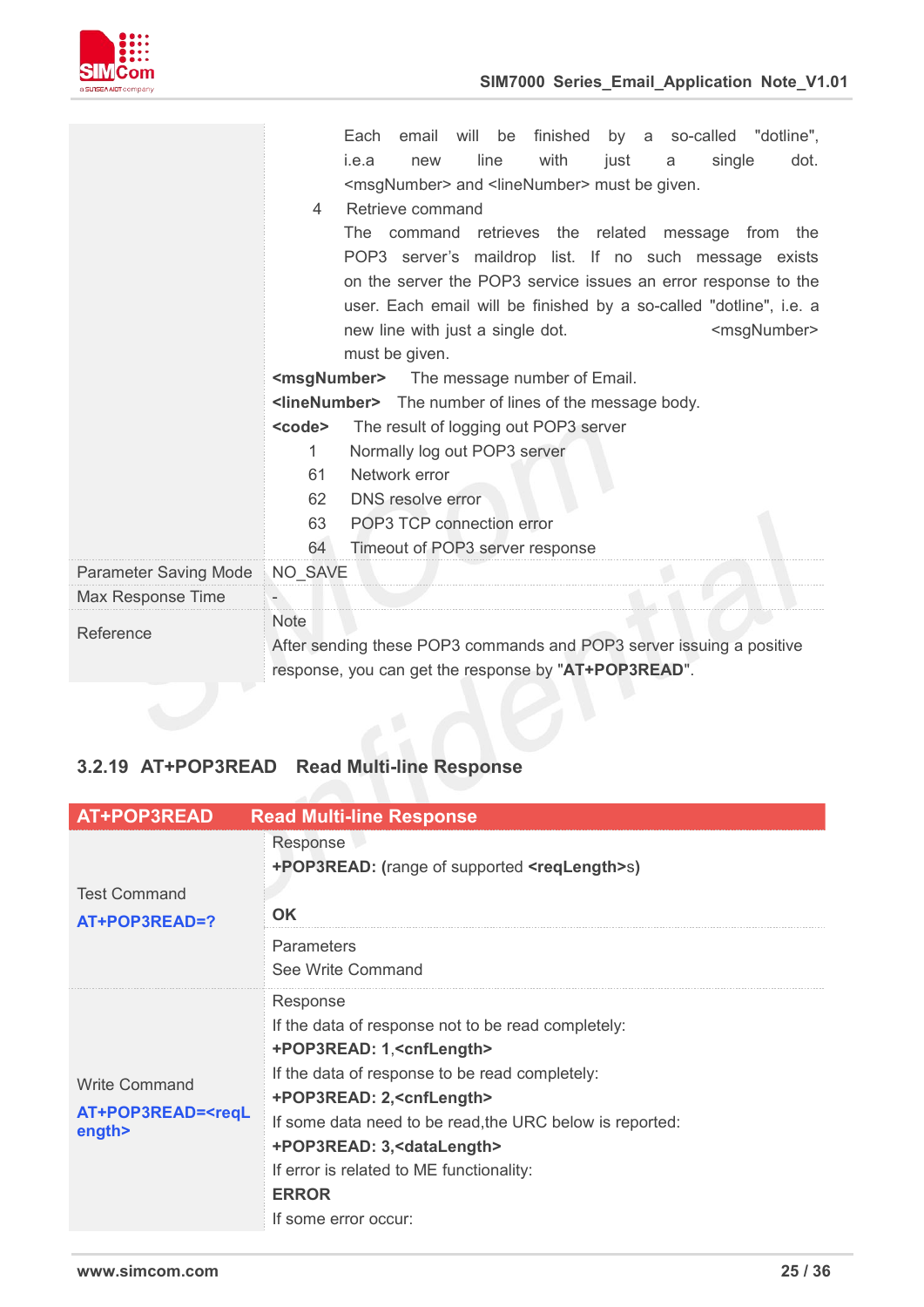| | |
|---|---|
| | Each email will be finished by a so-called "dotline", i.e.a new line with just a single dot. <msgNumber> and <lineNumber> must be given.<br>4 Retrieve command<br>The command retrieves the related message from the POP3 server's maildrop list. If no such message exists on the server the POP3 service issues an error response to the user. Each email will be finished by a so-called "dotline", i.e. a new line with just a single dot. <msgNumber> must be given.<br>**<msgNumber>** The message number of Email.<br>**<lineNumber>** The number of lines of the message body.<br>**<code>** The result of logging out POP3 server<br>1 Normally log out POP3 server<br>61 Network error<br>62 DNS resolve error<br>63 POP3 TCP connection error<br>64 Timeout of POP3 server response |
| Parameter Saving Mode | NO_SAVE |
| Max Response Time | - |
| Reference | Note<br>After sending these POP3 commands and POP3 server issuing a positive response, you can get the response by "**AT+POP3READ**". |

### 3.2.19 AT+POP3READ Read Multi-line Response

| AT+POP3READ | Read Multi-line Response |
|---|---|
| Test Command<br>**AT+POP3READ=?** | Response<br>**+POP3READ: (**range of supported **<reqLength>**s**)**<br><br>**OK**<br>Parameters<br>See Write Command |
| Write Command<br>**AT+POP3READ=<reqLength>** | Response<br>If the data of response not to be read completely:<br>**+POP3READ: 1,<cnfLength>**<br>If the data of response to be read completely:<br>**+POP3READ: 2,<cnfLength>**<br>If some data need to be read,the URC below is reported:<br>**+POP3READ: 3,<dataLength>**<br>If error is related to ME functionality:<br>**ERROR**<br>If some error occur: |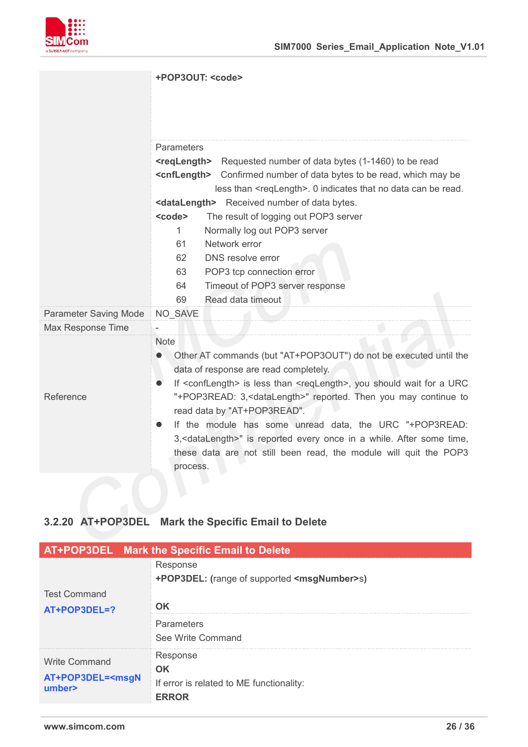| | |
|---|---|
| | **+POP3OUT: <code>** |
| | Parameters<br>**<reqLength>** Requested number of data bytes (1-1460) to be read<br>**<cnfLength>** Confirmed number of data bytes to be read, which may be less than <reqLength>. 0 indicates that no data can be read.<br>**<dataLength>** Received number of data bytes.<br>**<code>** The result of logging out POP3 server<br>1 Normally log out POP3 server<br>61 Network error<br>62 DNS resolve error<br>63 POP3 tcp connection error<br>64 Timeout of POP3 server response<br>69 Read data timeout |
| Parameter Saving Mode | NO_SAVE |
| Max Response Time | - |
| Reference | Note<br>● Other AT commands (but "AT+POP3OUT") do not be executed until the data of response are read completely.<br>● If <confLength> is less than <reqLength>, you should wait for a URC "+POP3READ: 3,<dataLength>" reported. Then you may continue to read data by "AT+POP3READ".<br>● If the module has some unread data, the URC "+POP3READ: 3,<dataLength>" is reported every once in a while. After some time, these data are not still been read, the module will quit the POP3 process. |

### 3.2.20 AT+POP3DEL Mark the Specific Email to Delete

| AT+POP3DEL | Mark the Specific Email to Delete |
|---|---|
| Test Command<br>**AT+POP3DEL=?** | Response<br>**+POP3DEL: (**range of supported **<msgNumber>**s**)**<br><br>**OK** |
| | Parameters<br>See Write Command |
| Write Command<br>**AT+POP3DEL=<msgNumber>** | Response<br>**OK**<br>If error is related to ME functionality:<br>**ERROR** |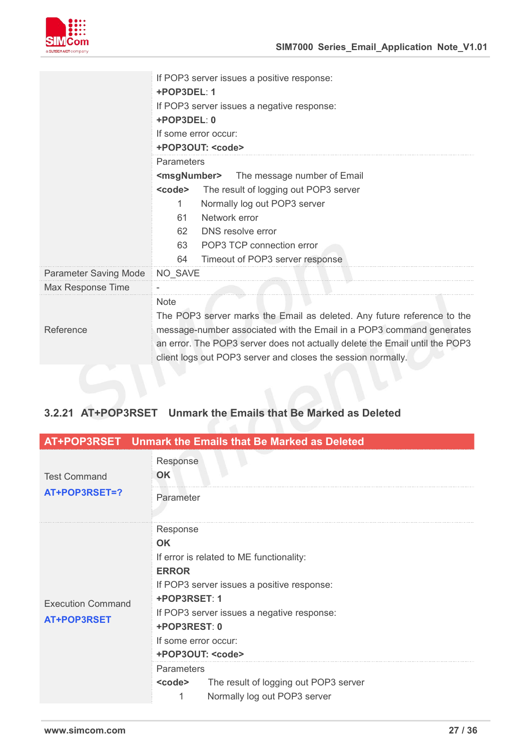| | |
|---|---|
| | If POP3 server issues a positive response:<br>**+POP3DEL**: **1**<br>If POP3 server issues a negative response:<br>**+POP3DEL**: **0**<br>If some error occur:<br>**+POP3OUT: <code>** |
| | Parameters<br>**<msgNumber>** The message number of Email<br>**<code>** The result of logging out POP3 server<br>1 Normally log out POP3 server<br>61 Network error<br>62 DNS resolve error<br>63 POP3 TCP connection error<br>64 Timeout of POP3 server response |
| Parameter Saving Mode | NO_SAVE |
| Max Response Time | - |
| Reference | Note<br>The POP3 server marks the Email as deleted. Any future reference to the message-number associated with the Email in a POP3 command generates an error. The POP3 server does not actually delete the Email until the POP3 client logs out POP3 server and closes the session normally. |

### 3.2.21 AT+POP3RSET Unmark the Emails that Be Marked as Deleted

| **AT+POP3RSET Unmark the Emails that Be Marked as Deleted** | |
|---|---|
| Test Command<br>**AT+POP3RSET=?** | Response<br>**OK** |
| | Parameter |
| Execution Command<br>**AT+POP3RSET** | Response<br>**OK**<br>If error is related to ME functionality:<br>**ERROR**<br>If POP3 server issues a positive response:<br>**+POP3RSET**: **1**<br>If POP3 server issues a negative response:<br>**+POP3REST**: **0**<br>If some error occur:<br>**+POP3OUT: <code>** |
| | Parameters<br>**<code>** The result of logging out POP3 server<br>1 Normally log out POP3 server |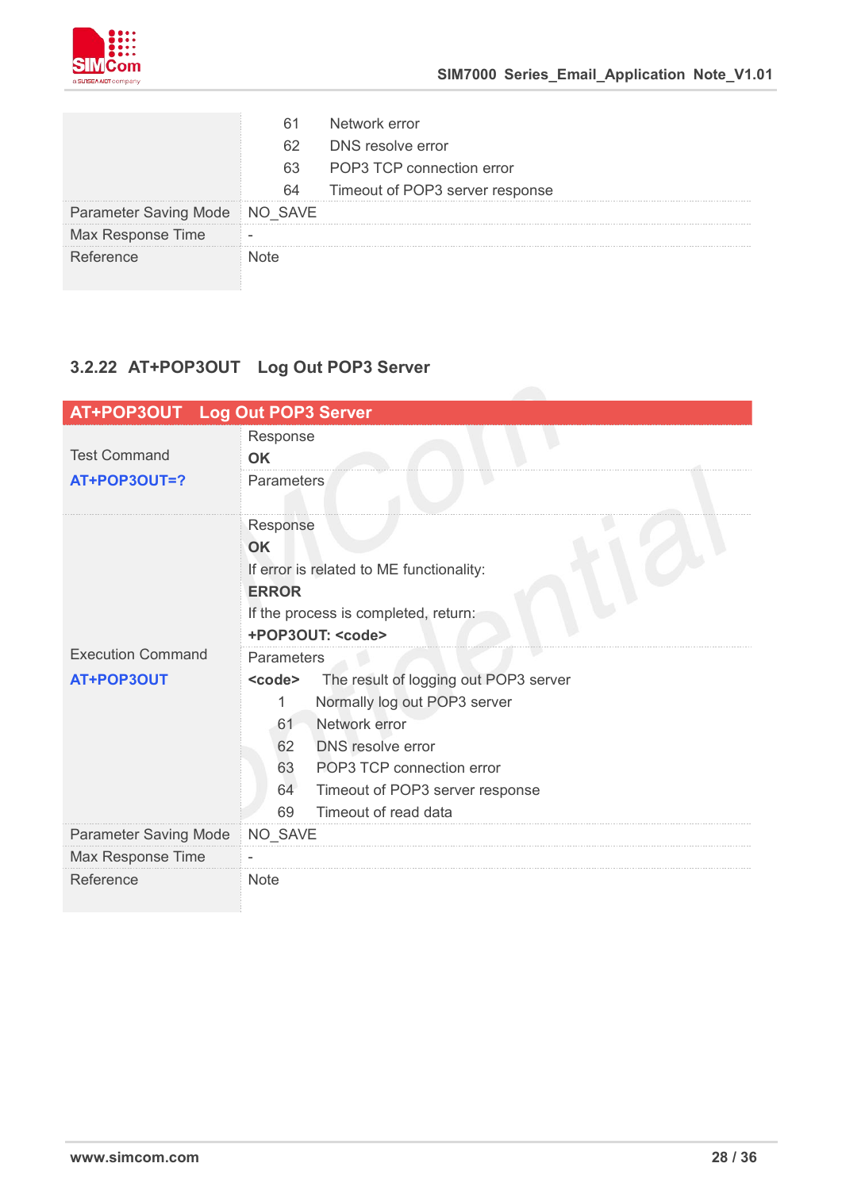| | |
|---|---|
| | 61 Network error<br>62 DNS resolve error<br>63 POP3 TCP connection error<br>64 Timeout of POP3 server response |
| Parameter Saving Mode | NO_SAVE |
| Max Response Time | - |
| Reference | Note |

### 3.2.22 AT+POP3OUT Log Out POP3 Server

| AT+POP3OUT Log Out POP3 Server | |
|---|---|
| Test Command<br>**AT+POP3OUT=?** | Response<br>**OK**<br>Parameters |
| Execution Command<br>**AT+POP3OUT** | Response<br>**OK**<br>If error is related to ME functionality:<br>**ERROR**<br>If the process is completed, return:<br>**+POP3OUT: <code>**<br>Parameters<br>**<code>** The result of logging out POP3 server<br>1 Normally log out POP3 server<br>61 Network error<br>62 DNS resolve error<br>63 POP3 TCP connection error<br>64 Timeout of POP3 server response<br>69 Timeout of read data |
| Parameter Saving Mode | NO_SAVE |
| Max Response Time | - |
| Reference | Note |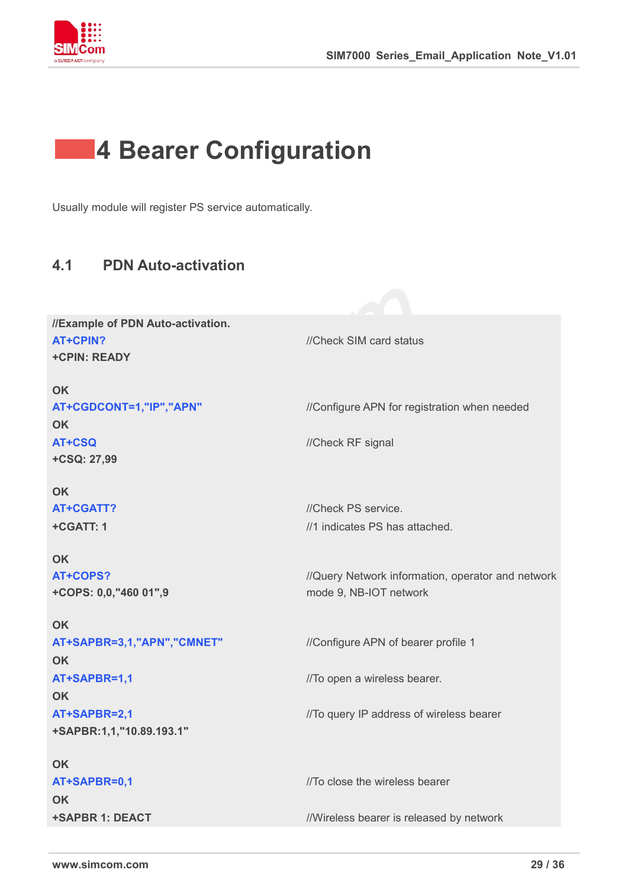# 4 Bearer Configuration

Usually module will register PS service automatically.

## 4.1 PDN Auto-activation

| | |
|---|---|
| **//Example of PDN Auto-activation.** | |
| **AT+CPIN?** | //Check SIM card status |
| **+CPIN: READY** | |
| | |
| **OK** | |
| **AT+CGDCONT=1,"IP","APN"** | //Configure APN for registration when needed |
| **OK** | |
| **AT+CSQ** | //Check RF signal |
| **+CSQ: 27,99** | |
| | |
| **OK** | |
| **AT+CGATT?** | //Check PS service. |
| **+CGATT: 1** | //1 indicates PS has attached. |
| | |
| **OK** | |
| **AT+COPS?** | //Query Network information, operator and network mode 9, NB-IOT network |
| **+COPS: 0,0,"460 01",9** | |
| | |
| **OK** | |
| **AT+SAPBR=3,1,"APN","CMNET"** | //Configure APN of bearer profile 1 |
| **OK** | |
| **AT+SAPBR=1,1** | //To open a wireless bearer. |
| **OK** | |
| **AT+SAPBR=2,1** | //To query IP address of wireless bearer |
| **+SAPBR:1,1,"10.89.193.1"** | |
| | |
| **OK** | |
| **AT+SAPBR=0,1** | //To close the wireless bearer |
| **OK** | |
| **+SAPBR 1: DEACT** | //Wireless bearer is released by network |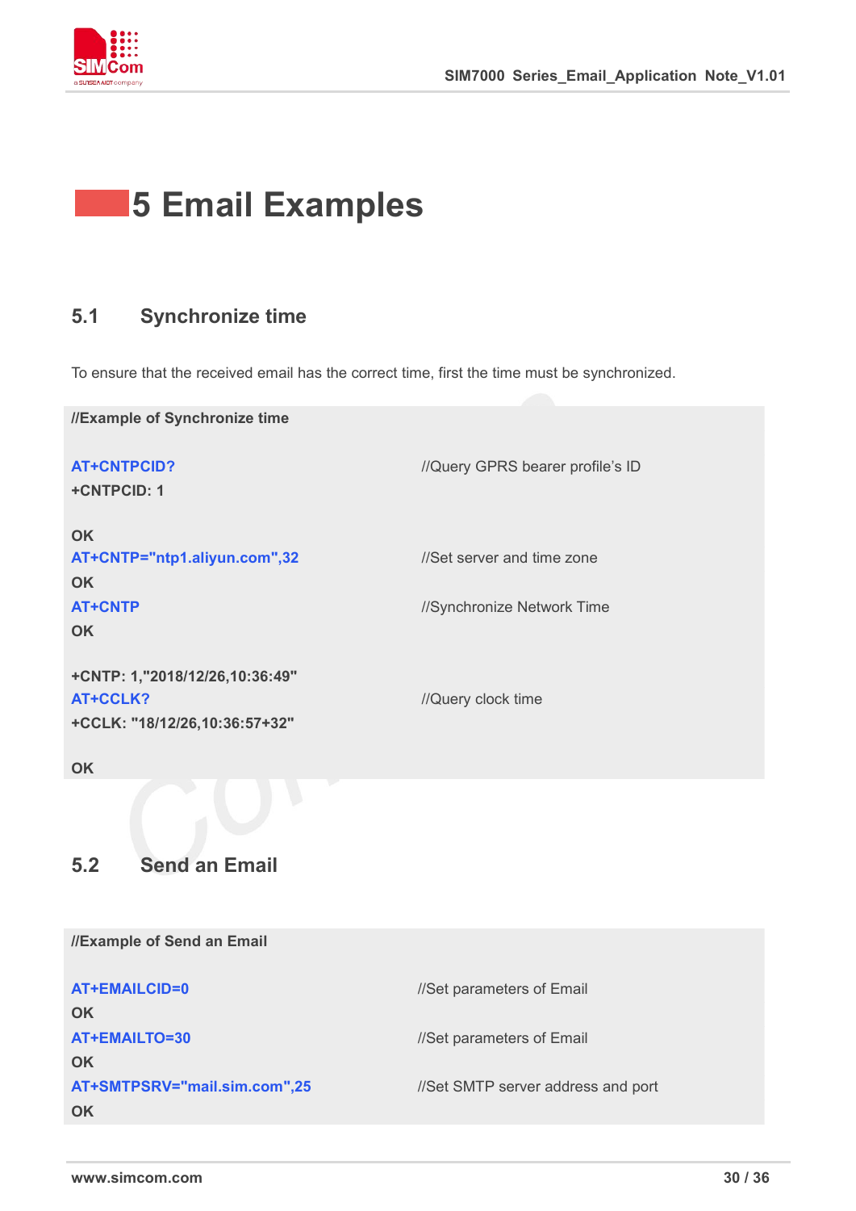# 5 Email Examples

## 5.1 Synchronize time

To ensure that the received email has the correct time, first the time must be synchronized.

```
//Example of Synchronize time

AT+CNTPCID?                              //Query GPRS bearer profile's ID
+CNTPCID: 1

OK
AT+CNTP="ntp1.aliyun.com",32             //Set server and time zone
OK
AT+CNTP                                  //Synchronize Network Time
OK

+CNTP: 1,"2018/12/26,10:36:49"
AT+CCLK?                                 //Query clock time
+CCLK: "18/12/26,10:36:57+32"

OK
```

## 5.2 Send an Email

```
//Example of Send an Email

AT+EMAILCID=0                            //Set parameters of Email
OK
AT+EMAILTO=30                            //Set parameters of Email
OK
AT+SMTPSRV="mail.sim.com",25             //Set SMTP server address and port
OK
```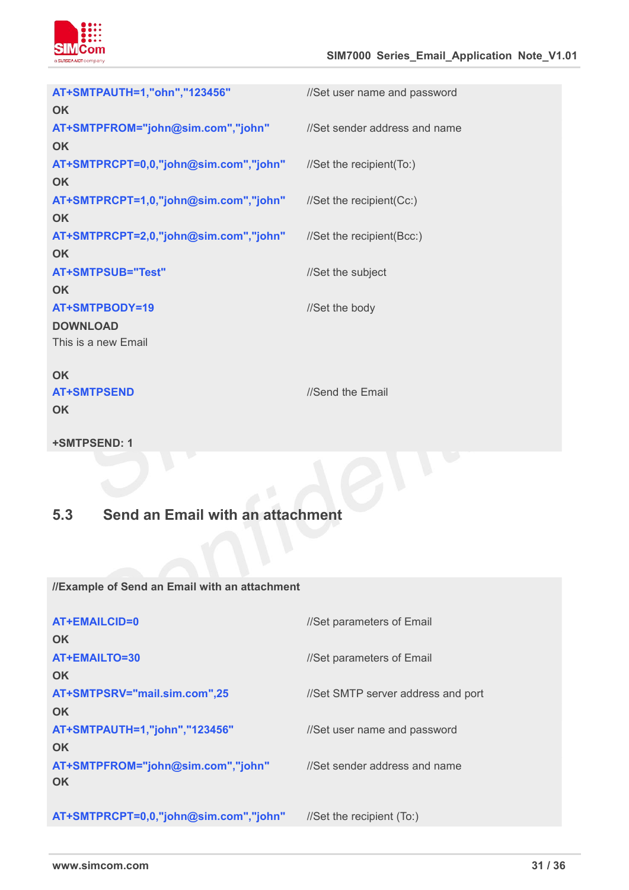```
AT+SMTPAUTH=1,"ohn","123456"              //Set user name and password
OK
AT+SMTPFROM="john@sim.com","john"         //Set sender address and name
OK
AT+SMTPRCPT=0,0,"john@sim.com","john"     //Set the recipient(To:)
OK
AT+SMTPRCPT=1,0,"john@sim.com","john"     //Set the recipient(Cc:)
OK
AT+SMTPRCPT=2,0,"john@sim.com","john"     //Set the recipient(Bcc:)
OK
AT+SMTPSUB="Test"                         //Set the subject
OK
AT+SMTPBODY=19                            //Set the body
DOWNLOAD
This is a new Email

OK
AT+SMTPSEND                               //Send the Email
OK

+SMTPSEND: 1
```

## 5.3 Send an Email with an attachment

```
//Example of Send an Email with an attachment

AT+EMAILCID=0                             //Set parameters of Email
OK
AT+EMAILTO=30                             //Set parameters of Email
OK
AT+SMTPSRV="mail.sim.com",25              //Set SMTP server address and port
OK
AT+SMTPAUTH=1,"john","123456"             //Set user name and password
OK
AT+SMTPFROM="john@sim.com","john"         //Set sender address and name
OK

AT+SMTPRCPT=0,0,"john@sim.com","john"     //Set the recipient (To:)
```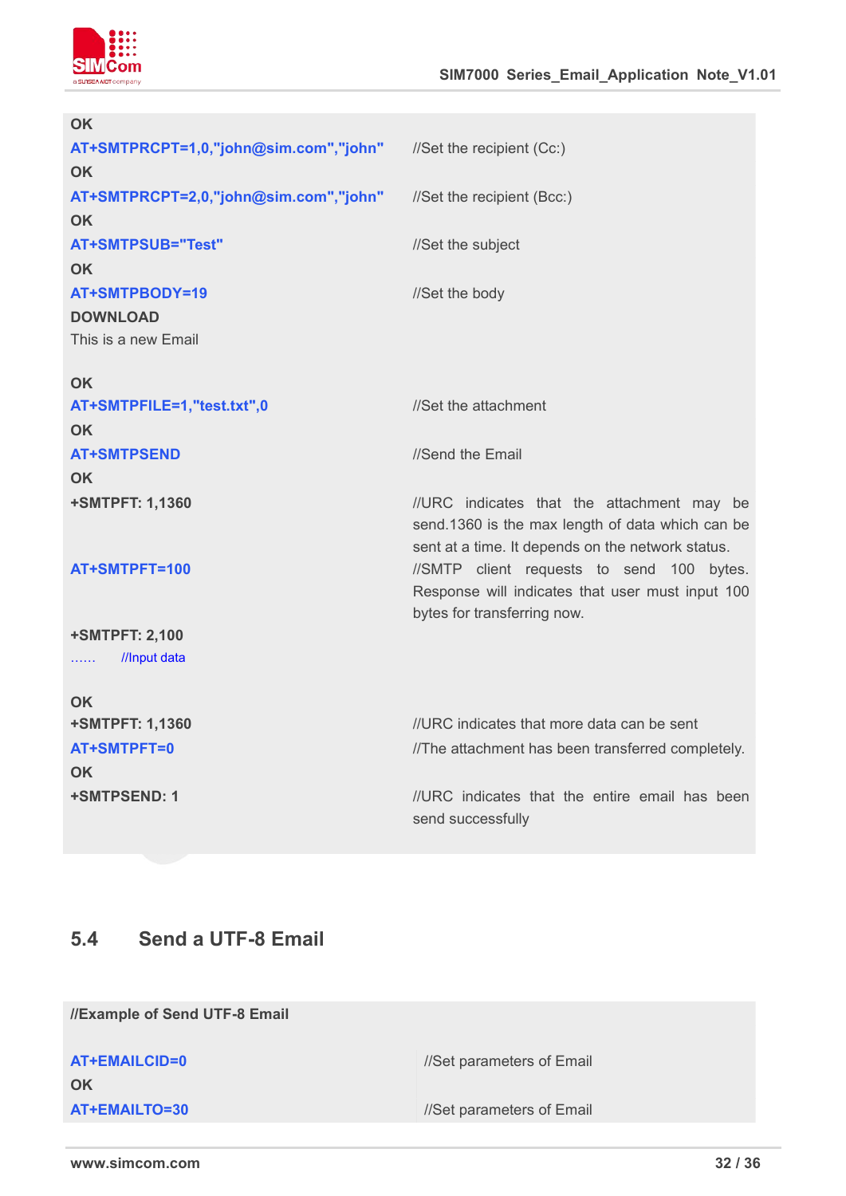| | |
|---|---|
| OK | |
| AT+SMTPRCPT=1,0,"john@sim.com","john" | //Set the recipient (Cc:) |
| OK | |
| AT+SMTPRCPT=2,0,"john@sim.com","john" | //Set the recipient (Bcc:) |
| OK | |
| AT+SMTPSUB="Test" | //Set the subject |
| OK | |
| AT+SMTPBODY=19 | //Set the body |
| DOWNLOAD | |
| This is a new Email | |
| OK | |
| AT+SMTPFILE=1,"test.txt",0 | //Set the attachment |
| OK | |
| AT+SMTPSEND | //Send the Email |
| OK | |
| +SMTPFT: 1,1360 | //URC indicates that the attachment may be send.1360 is the max length of data which can be sent at a time. It depends on the network status. |
| AT+SMTPFT=100 | //SMTP client requests to send 100 bytes. Response will indicates that user must input 100 bytes for transferring now. |
| +SMTPFT: 2,100 | |
| …… //Input data | |
| OK | |
| +SMTPFT: 1,1360 | //URC indicates that more data can be sent |
| AT+SMTPFT=0 | //The attachment has been transferred completely. |
| OK | |
| +SMTPSEND: 1 | //URC indicates that the entire email has been send successfully |

## 5.4 Send a UTF-8 Email

| | |
|---|---|
| **//Example of Send UTF-8 Email** | |
| AT+EMAILCID=0 | //Set parameters of Email |
| OK | |
| AT+EMAILTO=30 | //Set parameters of Email |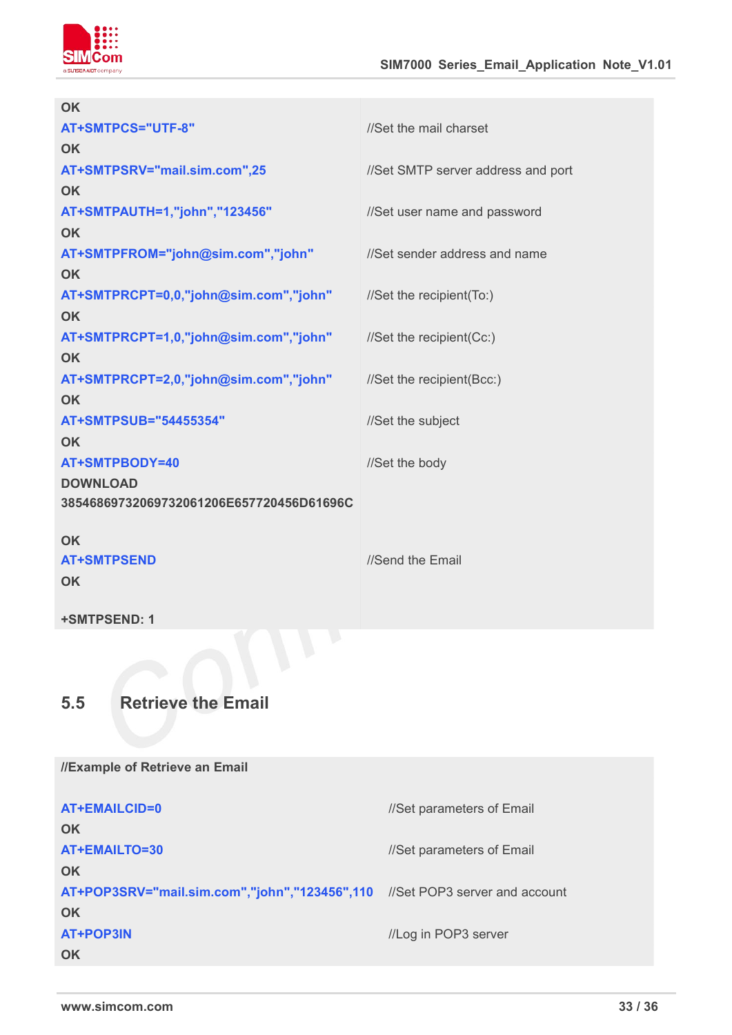| | |
|---|---|
| OK | |
| AT+SMTPCS="UTF-8" | //Set the mail charset |
| OK | |
| AT+SMTPSRV="mail.sim.com",25 | //Set SMTP server address and port |
| OK | |
| AT+SMTPAUTH=1,"john","123456" | //Set user name and password |
| OK | |
| AT+SMTPFROM="john@sim.com","john" | //Set sender address and name |
| OK | |
| AT+SMTPRCPT=0,0,"john@sim.com","john" | //Set the recipient(To:) |
| OK | |
| AT+SMTPRCPT=1,0,"john@sim.com","john" | //Set the recipient(Cc:) |
| OK | |
| AT+SMTPRCPT=2,0,"john@sim.com","john" | //Set the recipient(Bcc:) |
| OK | |
| AT+SMTPSUB="54455354" | //Set the subject |
| OK | |
| AT+SMTPBODY=40 | //Set the body |
| DOWNLOAD | |
| 38546869732069732061206E657720456D61696C | |
| OK | |
| AT+SMTPSEND | //Send the Email |
| OK | |
| +SMTPSEND: 1 | |

## 5.5 Retrieve the Email

| | |
|---|---|
| **//Example of Retrieve an Email** | |
| AT+EMAILCID=0 | //Set parameters of Email |
| OK | |
| AT+EMAILTO=30 | //Set parameters of Email |
| OK | |
| AT+POP3SRV="mail.sim.com","john","123456",110 | //Set POP3 server and account |
| OK | |
| AT+POP3IN | //Log in POP3 server |
| OK | |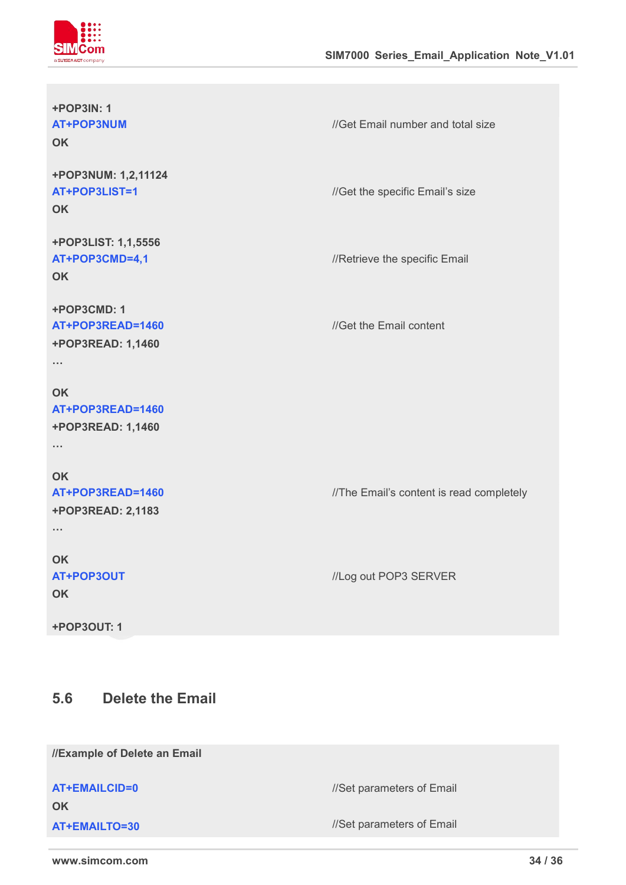```
+POP3IN: 1
AT+POP3NUM                                   //Get Email number and total size
OK

+POP3NUM: 1,2,11124
AT+POP3LIST=1                                //Get the specific Email's size
OK

+POP3LIST: 1,1,5556
AT+POP3CMD=4,1                               //Retrieve the specific Email
OK

+POP3CMD: 1
AT+POP3READ=1460                             //Get the Email content
+POP3READ: 1,1460
…

OK
AT+POP3READ=1460
+POP3READ: 1,1460
…

OK
AT+POP3READ=1460                             //The Email's content is read completely
+POP3READ: 2,1183
…

OK
AT+POP3OUT                                   //Log out POP3 SERVER
OK

+POP3OUT: 1
```

## 5.6 Delete the Email

```
//Example of Delete an Email

AT+EMAILCID=0                                //Set parameters of Email
OK
AT+EMAILTO=30                                //Set parameters of Email
```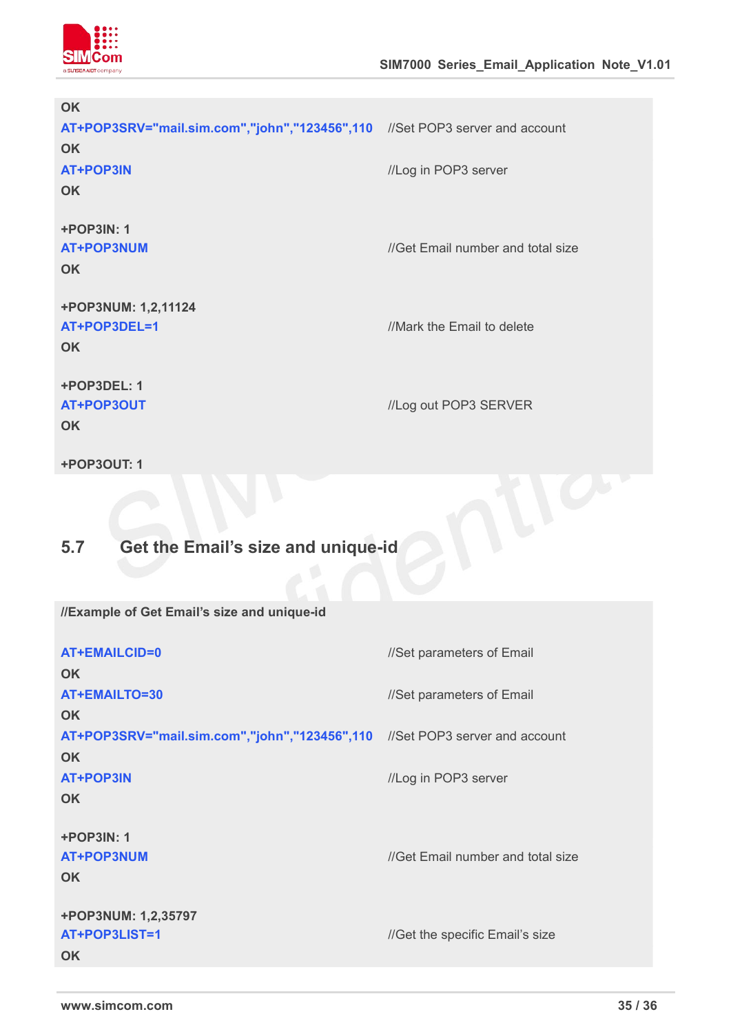```
OK
AT+POP3SRV="mail.sim.com","john","123456",110    //Set POP3 server and account
OK
AT+POP3IN                                        //Log in POP3 server
OK

+POP3IN: 1
AT+POP3NUM                                       //Get Email number and total size
OK

+POP3NUM: 1,2,11124
AT+POP3DEL=1                                     //Mark the Email to delete
OK

+POP3DEL: 1
AT+POP3OUT                                       //Log out POP3 SERVER
OK

+POP3OUT: 1
```

## 5.7 Get the Email's size and unique-id

```
//Example of Get Email's size and unique-id

AT+EMAILCID=0                                    //Set parameters of Email
OK
AT+EMAILTO=30                                    //Set parameters of Email
OK
AT+POP3SRV="mail.sim.com","john","123456",110    //Set POP3 server and account
OK
AT+POP3IN                                        //Log in POP3 server
OK

+POP3IN: 1
AT+POP3NUM                                       //Get Email number and total size
OK

+POP3NUM: 1,2,35797
AT+POP3LIST=1                                    //Get the specific Email's size
OK
```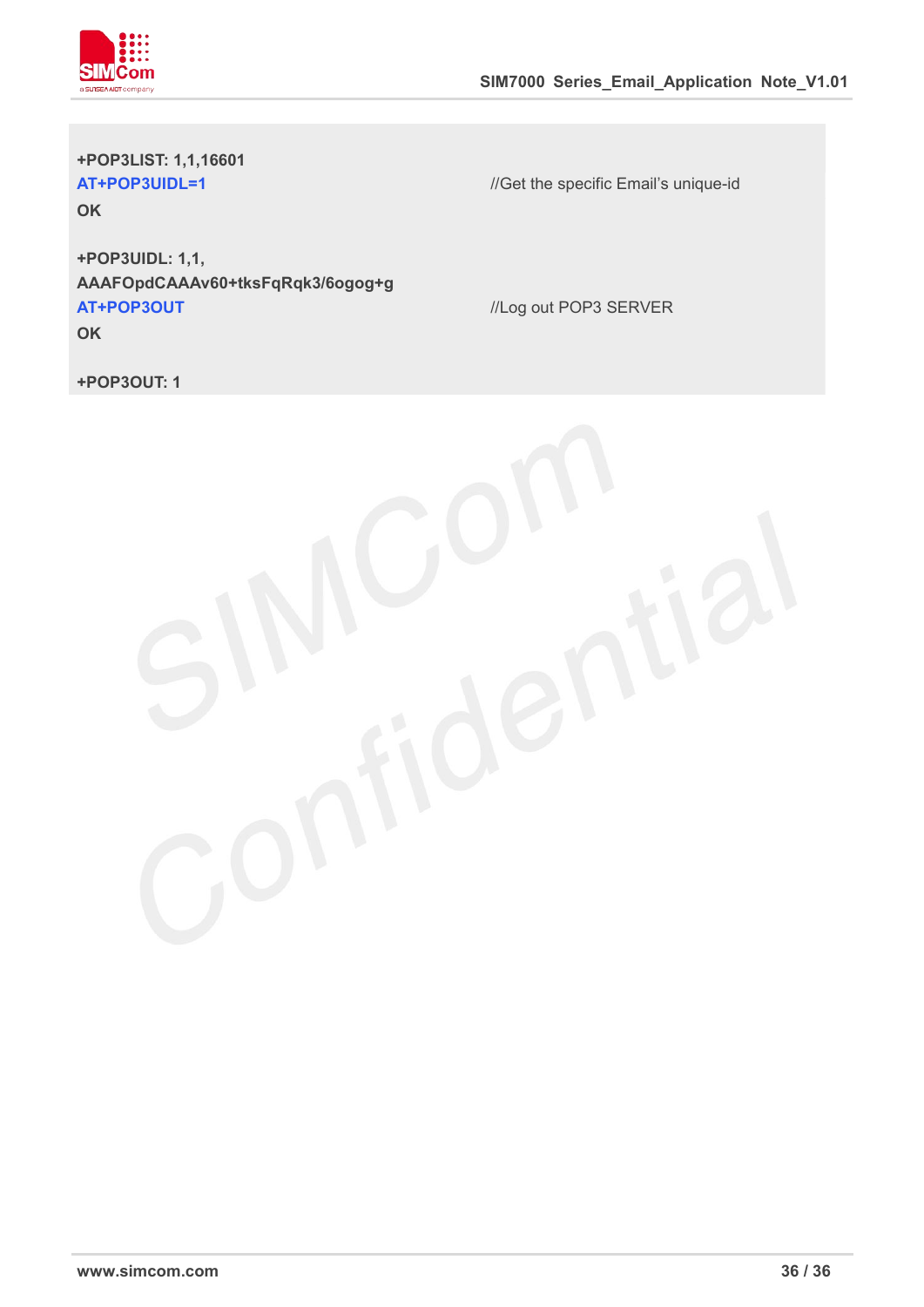```
+POP3LIST: 1,1,16601
AT+POP3UIDL=1                              //Get the specific Email's unique-id
OK

+POP3UIDL: 1,1,
AAAFOpdCAAAv60+tksFqRqk3/6ogog+g
AT+POP3OUT                                 //Log out POP3 SERVER
OK

+POP3OUT: 1
```